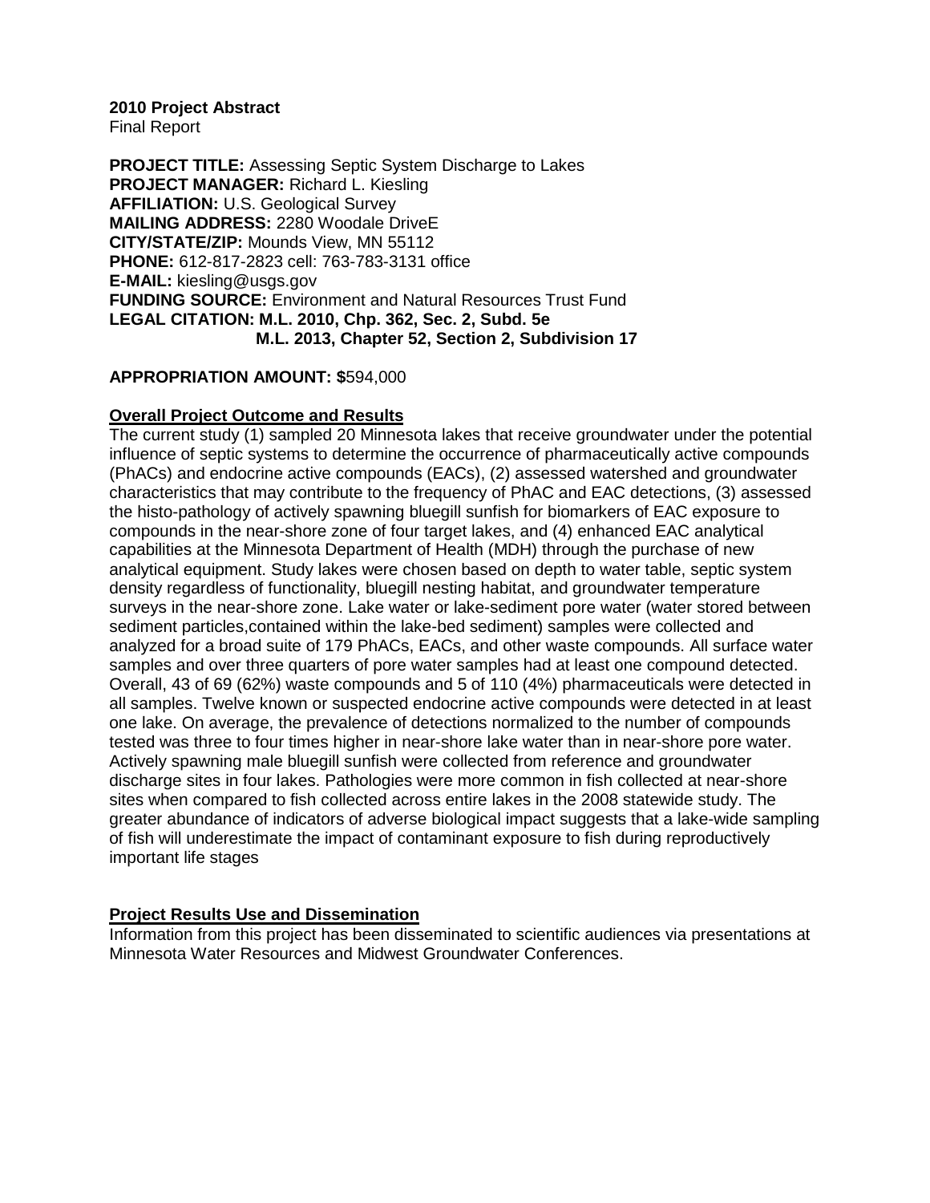**2010 Project Abstract**
Final Report

**PROJECT TITLE:** Assessing Septic System Discharge to Lakes
**PROJECT MANAGER:** Richard L. Kiesling
**AFFILIATION:** U.S. Geological Survey
**MAILING ADDRESS:** 2280 Woodale DriveE
**CITY/STATE/ZIP:** Mounds View, MN 55112
**PHONE:** 612-817-2823 cell: 763-783-3131 office
**E-MAIL:** kiesling@usgs.gov
**FUNDING SOURCE:** Environment and Natural Resources Trust Fund
**LEGAL CITATION: M.L. 2010, Chp. 362, Sec. 2, Subd. 5e**
**M.L. 2013, Chapter 52, Section 2, Subdivision 17**

**APPROPRIATION AMOUNT: $**594,000

**Overall Project Outcome and Results**

The current study (1) sampled 20 Minnesota lakes that receive groundwater under the potential influence of septic systems to determine the occurrence of pharmaceutically active compounds (PhACs) and endocrine active compounds (EACs), (2) assessed watershed and groundwater characteristics that may contribute to the frequency of PhAC and EAC detections, (3) assessed the histo-pathology of actively spawning bluegill sunfish for biomarkers of EAC exposure to compounds in the near-shore zone of four target lakes, and (4) enhanced EAC analytical capabilities at the Minnesota Department of Health (MDH) through the purchase of new analytical equipment. Study lakes were chosen based on depth to water table, septic system density regardless of functionality, bluegill nesting habitat, and groundwater temperature surveys in the near-shore zone. Lake water or lake-sediment pore water (water stored between sediment particles,contained within the lake-bed sediment) samples were collected and analyzed for a broad suite of 179 PhACs, EACs, and other waste compounds. All surface water samples and over three quarters of pore water samples had at least one compound detected. Overall, 43 of 69 (62%) waste compounds and 5 of 110 (4%) pharmaceuticals were detected in all samples. Twelve known or suspected endocrine active compounds were detected in at least one lake. On average, the prevalence of detections normalized to the number of compounds tested was three to four times higher in near-shore lake water than in near-shore pore water. Actively spawning male bluegill sunfish were collected from reference and groundwater discharge sites in four lakes. Pathologies were more common in fish collected at near-shore sites when compared to fish collected across entire lakes in the 2008 statewide study. The greater abundance of indicators of adverse biological impact suggests that a lake-wide sampling of fish will underestimate the impact of contaminant exposure to fish during reproductively important life stages

**Project Results Use and Dissemination**

Information from this project has been disseminated to scientific audiences via presentations at Minnesota Water Resources and Midwest Groundwater Conferences.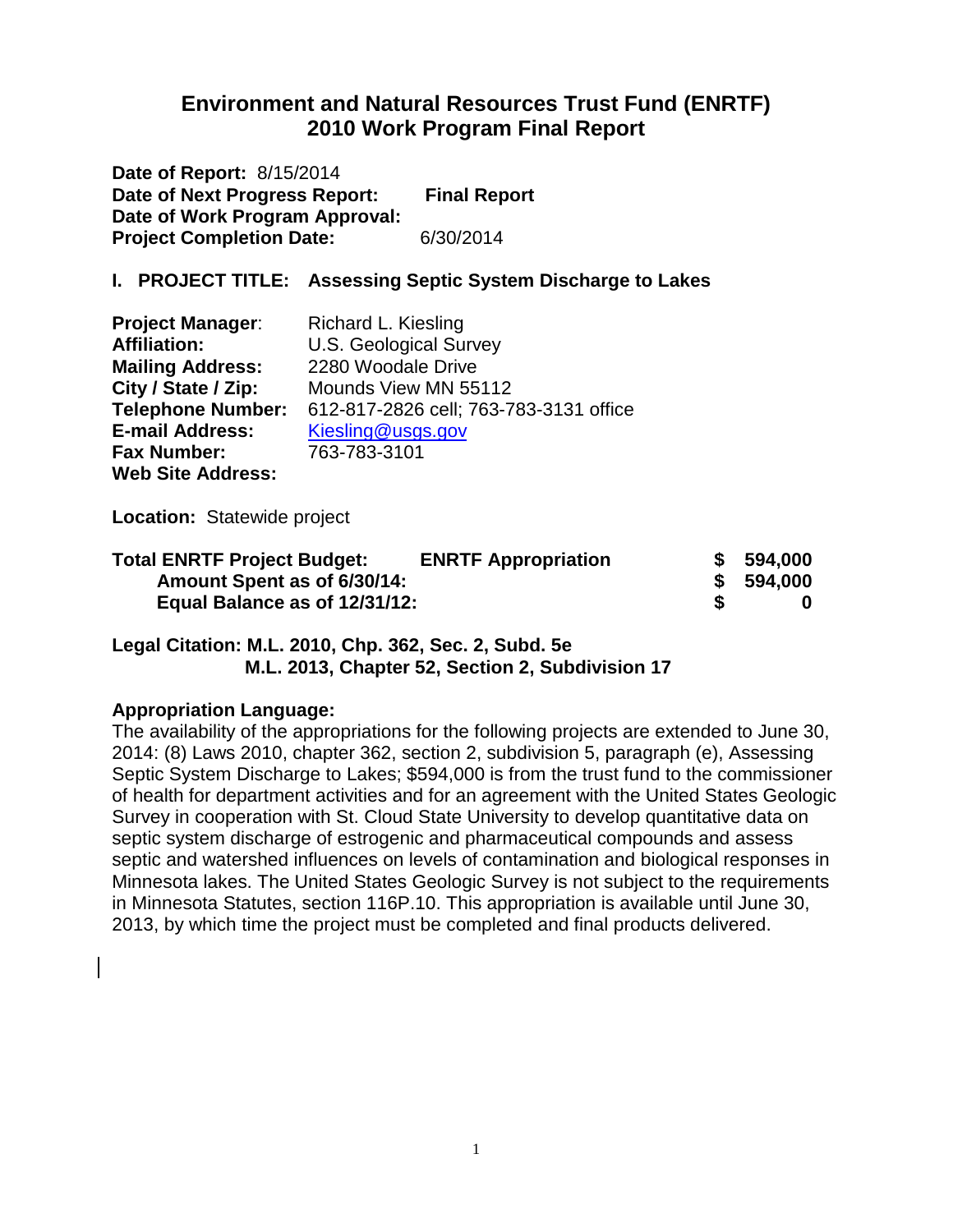# Environment and Natural Resources Trust Fund (ENRTF) 2010 Work Program Final Report

**Date of Report:** 8/15/2014
**Date of Next Progress Report:** **Final Report**
**Date of Work Program Approval:**
**Project Completion Date:** 6/30/2014

## I. PROJECT TITLE: Assessing Septic System Discharge to Lakes

**Project Manager**: Richard L. Kiesling
**Affiliation:** U.S. Geological Survey
**Mailing Address:** 2280 Woodale Drive
**City / State / Zip:** Mounds View MN 55112
**Telephone Number:** 612-817-2826 cell; 763-783-3131 office
**E-mail Address:** Kiesling@usgs.gov
**Fax Number:** 763-783-3101
**Web Site Address:**

**Location:** Statewide project

| | | |
|---|---|---|
| **Total ENRTF Project Budget:** | **ENRTF Appropriation** | **$ 594,000** |
| **Amount Spent as of 6/30/14:** | | **$ 594,000** |
| **Equal Balance as of 12/31/12:** | | **$ 0** |

**Legal Citation: M.L. 2010, Chp. 362, Sec. 2, Subd. 5e**
**M.L. 2013, Chapter 52, Section 2, Subdivision 17**

**Appropriation Language:**
The availability of the appropriations for the following projects are extended to June 30, 2014: (8) Laws 2010, chapter 362, section 2, subdivision 5, paragraph (e), Assessing Septic System Discharge to Lakes; $594,000 is from the trust fund to the commissioner of health for department activities and for an agreement with the United States Geologic Survey in cooperation with St. Cloud State University to develop quantitative data on septic system discharge of estrogenic and pharmaceutical compounds and assess septic and watershed influences on levels of contamination and biological responses in Minnesota lakes. The United States Geologic Survey is not subject to the requirements in Minnesota Statutes, section 116P.10. This appropriation is available until June 30, 2013, by which time the project must be completed and final products delivered.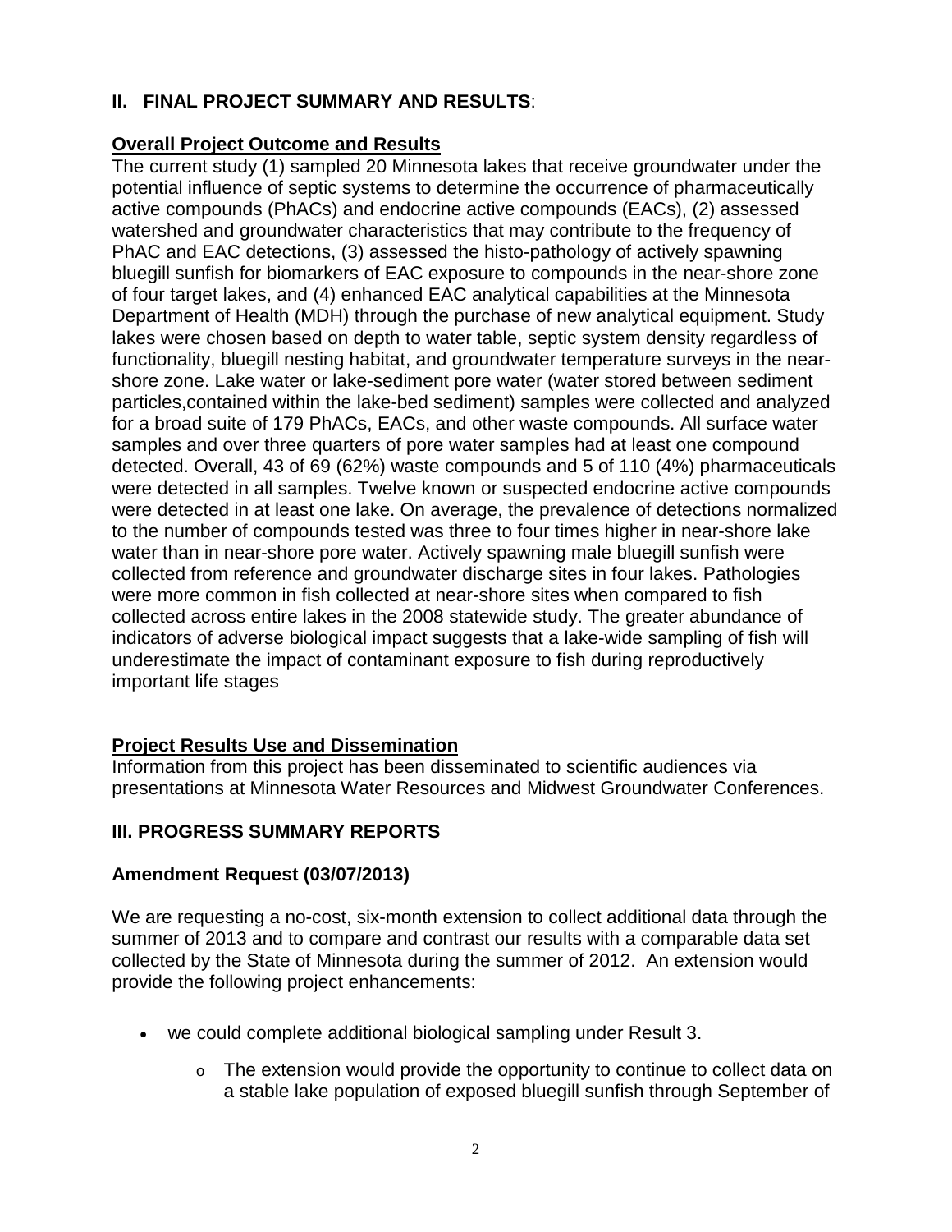## II. FINAL PROJECT SUMMARY AND RESULTS:

### Overall Project Outcome and Results

The current study (1) sampled 20 Minnesota lakes that receive groundwater under the potential influence of septic systems to determine the occurrence of pharmaceutically active compounds (PhACs) and endocrine active compounds (EACs), (2) assessed watershed and groundwater characteristics that may contribute to the frequency of PhAC and EAC detections, (3) assessed the histo-pathology of actively spawning bluegill sunfish for biomarkers of EAC exposure to compounds in the near-shore zone of four target lakes, and (4) enhanced EAC analytical capabilities at the Minnesota Department of Health (MDH) through the purchase of new analytical equipment. Study lakes were chosen based on depth to water table, septic system density regardless of functionality, bluegill nesting habitat, and groundwater temperature surveys in the near-shore zone. Lake water or lake-sediment pore water (water stored between sediment particles,contained within the lake-bed sediment) samples were collected and analyzed for a broad suite of 179 PhACs, EACs, and other waste compounds. All surface water samples and over three quarters of pore water samples had at least one compound detected. Overall, 43 of 69 (62%) waste compounds and 5 of 110 (4%) pharmaceuticals were detected in all samples. Twelve known or suspected endocrine active compounds were detected in at least one lake. On average, the prevalence of detections normalized to the number of compounds tested was three to four times higher in near-shore lake water than in near-shore pore water. Actively spawning male bluegill sunfish were collected from reference and groundwater discharge sites in four lakes. Pathologies were more common in fish collected at near-shore sites when compared to fish collected across entire lakes in the 2008 statewide study. The greater abundance of indicators of adverse biological impact suggests that a lake-wide sampling of fish will underestimate the impact of contaminant exposure to fish during reproductively important life stages

### Project Results Use and Dissemination

Information from this project has been disseminated to scientific audiences via presentations at Minnesota Water Resources and Midwest Groundwater Conferences.

## III. PROGRESS SUMMARY REPORTS

### Amendment Request (03/07/2013)

We are requesting a no-cost, six-month extension to collect additional data through the summer of 2013 and to compare and contrast our results with a comparable data set collected by the State of Minnesota during the summer of 2012. An extension would provide the following project enhancements:

- we could complete additional biological sampling under Result 3.
  - The extension would provide the opportunity to continue to collect data on a stable lake population of exposed bluegill sunfish through September of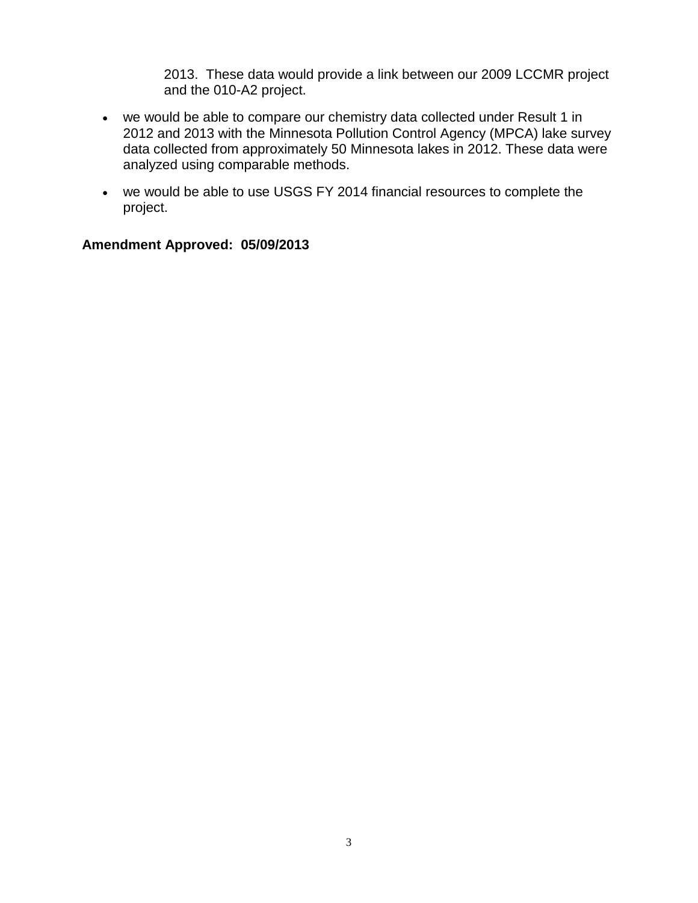2013. These data would provide a link between our 2009 LCCMR project and the 010-A2 project.

- we would be able to compare our chemistry data collected under Result 1 in 2012 and 2013 with the Minnesota Pollution Control Agency (MPCA) lake survey data collected from approximately 50 Minnesota lakes in 2012. These data were analyzed using comparable methods.
- we would be able to use USGS FY 2014 financial resources to complete the project.

**Amendment Approved: 05/09/2013**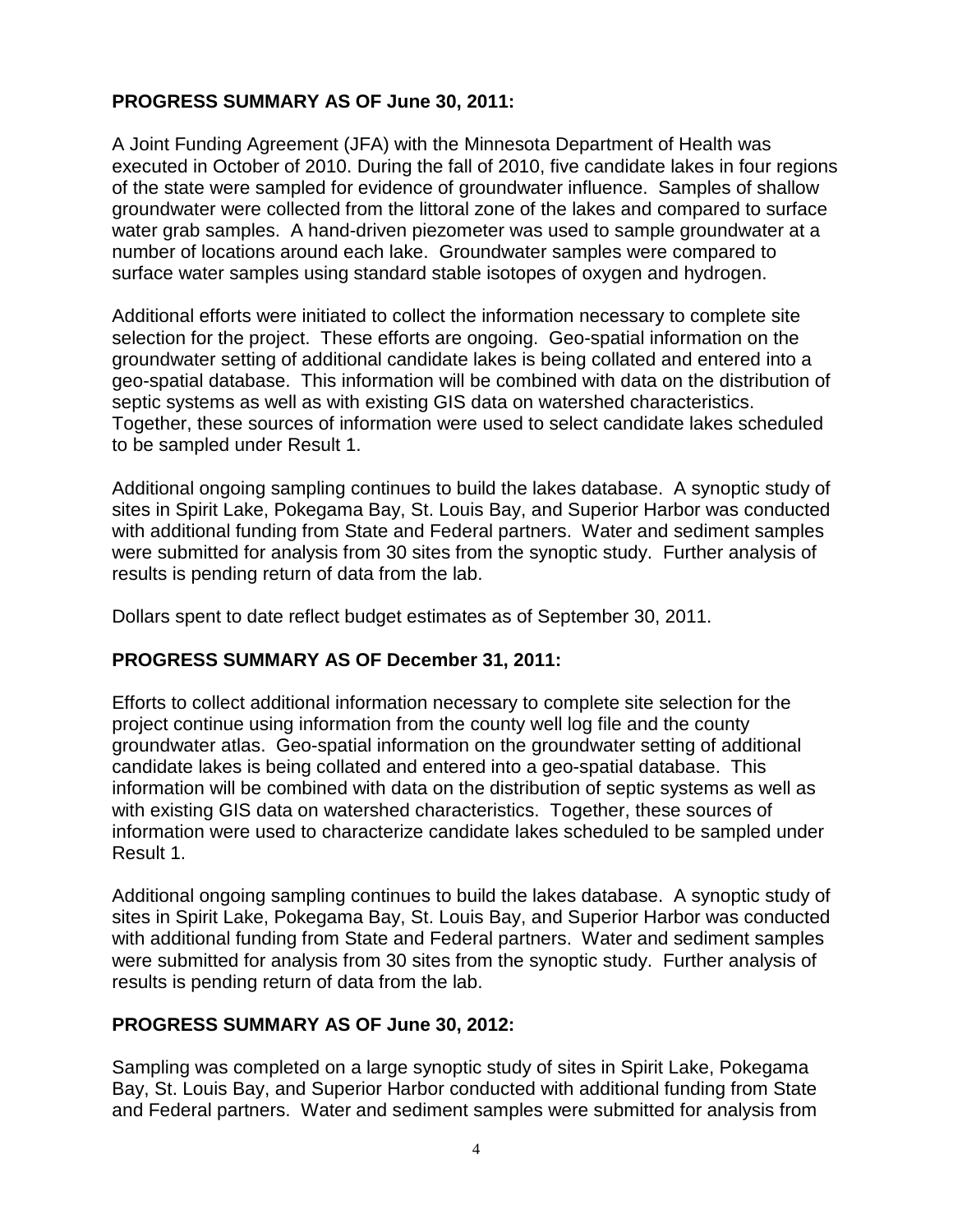**PROGRESS SUMMARY AS OF June 30, 2011:**

A Joint Funding Agreement (JFA) with the Minnesota Department of Health was executed in October of 2010. During the fall of 2010, five candidate lakes in four regions of the state were sampled for evidence of groundwater influence. Samples of shallow groundwater were collected from the littoral zone of the lakes and compared to surface water grab samples. A hand-driven piezometer was used to sample groundwater at a number of locations around each lake. Groundwater samples were compared to surface water samples using standard stable isotopes of oxygen and hydrogen.

Additional efforts were initiated to collect the information necessary to complete site selection for the project. These efforts are ongoing. Geo-spatial information on the groundwater setting of additional candidate lakes is being collated and entered into a geo-spatial database. This information will be combined with data on the distribution of septic systems as well as with existing GIS data on watershed characteristics. Together, these sources of information were used to select candidate lakes scheduled to be sampled under Result 1.

Additional ongoing sampling continues to build the lakes database. A synoptic study of sites in Spirit Lake, Pokegama Bay, St. Louis Bay, and Superior Harbor was conducted with additional funding from State and Federal partners. Water and sediment samples were submitted for analysis from 30 sites from the synoptic study. Further analysis of results is pending return of data from the lab.

Dollars spent to date reflect budget estimates as of September 30, 2011.

**PROGRESS SUMMARY AS OF December 31, 2011:**

Efforts to collect additional information necessary to complete site selection for the project continue using information from the county well log file and the county groundwater atlas. Geo-spatial information on the groundwater setting of additional candidate lakes is being collated and entered into a geo-spatial database. This information will be combined with data on the distribution of septic systems as well as with existing GIS data on watershed characteristics. Together, these sources of information were used to characterize candidate lakes scheduled to be sampled under Result 1.

Additional ongoing sampling continues to build the lakes database. A synoptic study of sites in Spirit Lake, Pokegama Bay, St. Louis Bay, and Superior Harbor was conducted with additional funding from State and Federal partners. Water and sediment samples were submitted for analysis from 30 sites from the synoptic study. Further analysis of results is pending return of data from the lab.

**PROGRESS SUMMARY AS OF June 30, 2012:**

Sampling was completed on a large synoptic study of sites in Spirit Lake, Pokegama Bay, St. Louis Bay, and Superior Harbor conducted with additional funding from State and Federal partners. Water and sediment samples were submitted for analysis from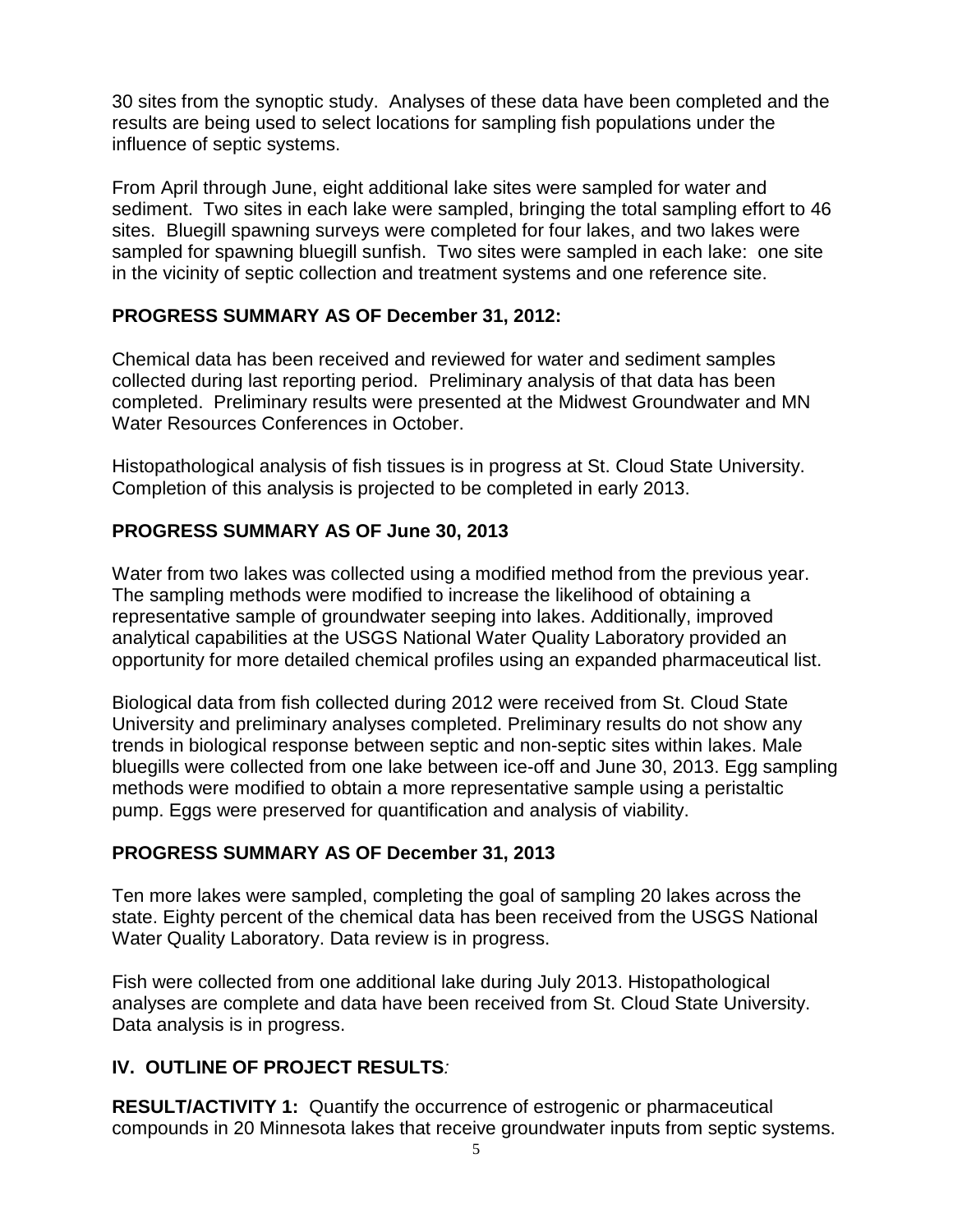30 sites from the synoptic study. Analyses of these data have been completed and the results are being used to select locations for sampling fish populations under the influence of septic systems.

From April through June, eight additional lake sites were sampled for water and sediment. Two sites in each lake were sampled, bringing the total sampling effort to 46 sites. Bluegill spawning surveys were completed for four lakes, and two lakes were sampled for spawning bluegill sunfish. Two sites were sampled in each lake: one site in the vicinity of septic collection and treatment systems and one reference site.

### PROGRESS SUMMARY AS OF December 31, 2012:

Chemical data has been received and reviewed for water and sediment samples collected during last reporting period. Preliminary analysis of that data has been completed. Preliminary results were presented at the Midwest Groundwater and MN Water Resources Conferences in October.

Histopathological analysis of fish tissues is in progress at St. Cloud State University. Completion of this analysis is projected to be completed in early 2013.

### PROGRESS SUMMARY AS OF June 30, 2013

Water from two lakes was collected using a modified method from the previous year. The sampling methods were modified to increase the likelihood of obtaining a representative sample of groundwater seeping into lakes. Additionally, improved analytical capabilities at the USGS National Water Quality Laboratory provided an opportunity for more detailed chemical profiles using an expanded pharmaceutical list.

Biological data from fish collected during 2012 were received from St. Cloud State University and preliminary analyses completed. Preliminary results do not show any trends in biological response between septic and non-septic sites within lakes. Male bluegills were collected from one lake between ice-off and June 30, 2013. Egg sampling methods were modified to obtain a more representative sample using a peristaltic pump. Eggs were preserved for quantification and analysis of viability.

### PROGRESS SUMMARY AS OF December 31, 2013

Ten more lakes were sampled, completing the goal of sampling 20 lakes across the state. Eighty percent of the chemical data has been received from the USGS National Water Quality Laboratory. Data review is in progress.

Fish were collected from one additional lake during July 2013. Histopathological analyses are complete and data have been received from St. Cloud State University. Data analysis is in progress.

## IV. OUTLINE OF PROJECT RESULTS*:*

**RESULT/ACTIVITY 1:** Quantify the occurrence of estrogenic or pharmaceutical compounds in 20 Minnesota lakes that receive groundwater inputs from septic systems.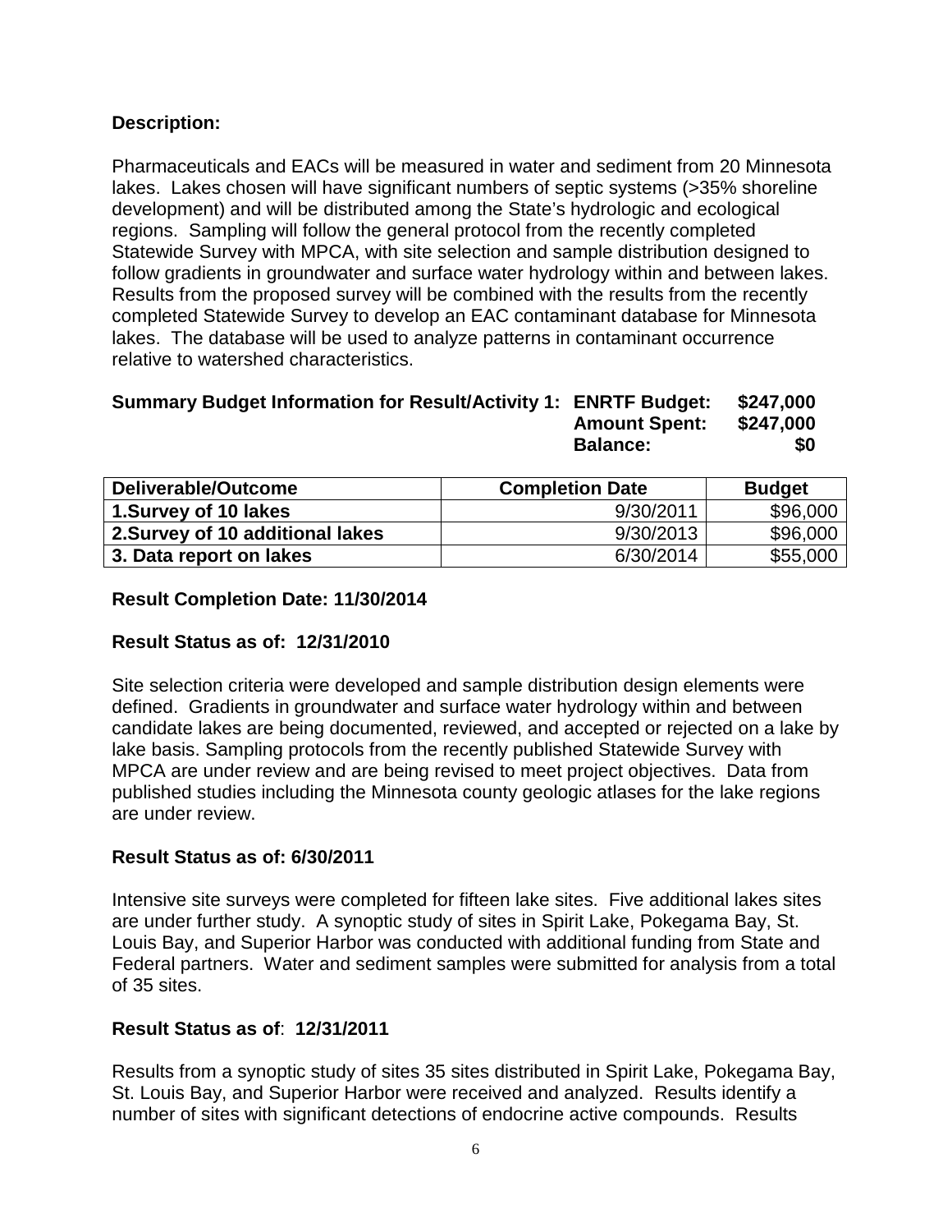**Description:**

Pharmaceuticals and EACs will be measured in water and sediment from 20 Minnesota lakes. Lakes chosen will have significant numbers of septic systems (>35% shoreline development) and will be distributed among the State's hydrologic and ecological regions. Sampling will follow the general protocol from the recently completed Statewide Survey with MPCA, with site selection and sample distribution designed to follow gradients in groundwater and surface water hydrology within and between lakes. Results from the proposed survey will be combined with the results from the recently completed Statewide Survey to develop an EAC contaminant database for Minnesota lakes. The database will be used to analyze patterns in contaminant occurrence relative to watershed characteristics.

**Summary Budget Information for Result/Activity 1: ENRTF Budget: $247,000**
**Amount Spent: $247,000**
**Balance: $0**

| Deliverable/Outcome | Completion Date | Budget |
|---|---|---|
| 1.Survey of 10 lakes | 9/30/2011 | $96,000 |
| 2.Survey of 10 additional lakes | 9/30/2013 | $96,000 |
| 3. Data report on lakes | 6/30/2014 | $55,000 |

**Result Completion Date: 11/30/2014**

**Result Status as of: 12/31/2010**

Site selection criteria were developed and sample distribution design elements were defined. Gradients in groundwater and surface water hydrology within and between candidate lakes are being documented, reviewed, and accepted or rejected on a lake by lake basis. Sampling protocols from the recently published Statewide Survey with MPCA are under review and are being revised to meet project objectives. Data from published studies including the Minnesota county geologic atlases for the lake regions are under review.

**Result Status as of: 6/30/2011**

Intensive site surveys were completed for fifteen lake sites. Five additional lakes sites are under further study. A synoptic study of sites in Spirit Lake, Pokegama Bay, St. Louis Bay, and Superior Harbor was conducted with additional funding from State and Federal partners. Water and sediment samples were submitted for analysis from a total of 35 sites.

**Result Status as of**: **12/31/2011**

Results from a synoptic study of sites 35 sites distributed in Spirit Lake, Pokegama Bay, St. Louis Bay, and Superior Harbor were received and analyzed. Results identify a number of sites with significant detections of endocrine active compounds. Results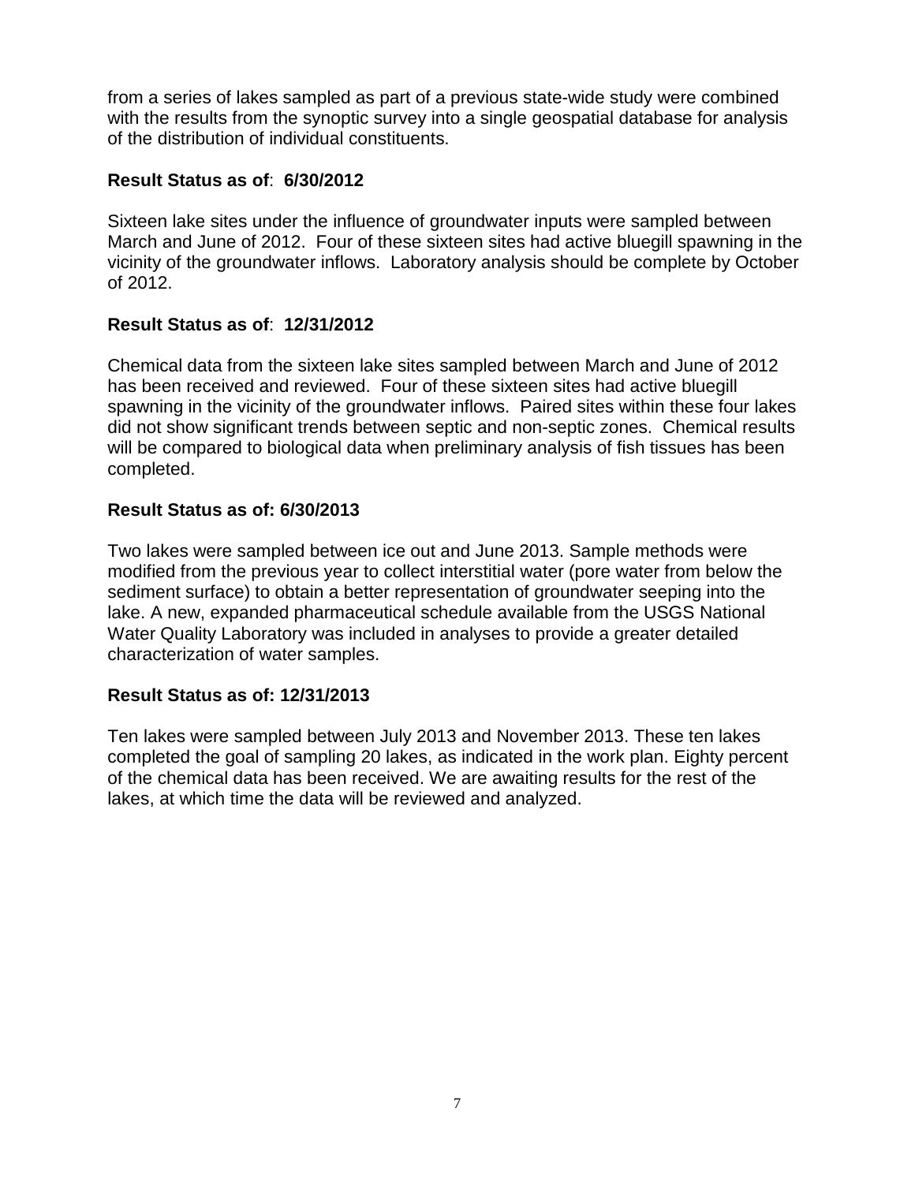from a series of lakes sampled as part of a previous state-wide study were combined with the results from the synoptic survey into a single geospatial database for analysis of the distribution of individual constituents.

**Result Status as of**: **6/30/2012**

Sixteen lake sites under the influence of groundwater inputs were sampled between March and June of 2012. Four of these sixteen sites had active bluegill spawning in the vicinity of the groundwater inflows. Laboratory analysis should be complete by October of 2012.

**Result Status as of**: **12/31/2012**

Chemical data from the sixteen lake sites sampled between March and June of 2012 has been received and reviewed. Four of these sixteen sites had active bluegill spawning in the vicinity of the groundwater inflows. Paired sites within these four lakes did not show significant trends between septic and non-septic zones. Chemical results will be compared to biological data when preliminary analysis of fish tissues has been completed.

**Result Status as of: 6/30/2013**

Two lakes were sampled between ice out and June 2013. Sample methods were modified from the previous year to collect interstitial water (pore water from below the sediment surface) to obtain a better representation of groundwater seeping into the lake. A new, expanded pharmaceutical schedule available from the USGS National Water Quality Laboratory was included in analyses to provide a greater detailed characterization of water samples.

**Result Status as of: 12/31/2013**

Ten lakes were sampled between July 2013 and November 2013. These ten lakes completed the goal of sampling 20 lakes, as indicated in the work plan. Eighty percent of the chemical data has been received. We are awaiting results for the rest of the lakes, at which time the data will be reviewed and analyzed.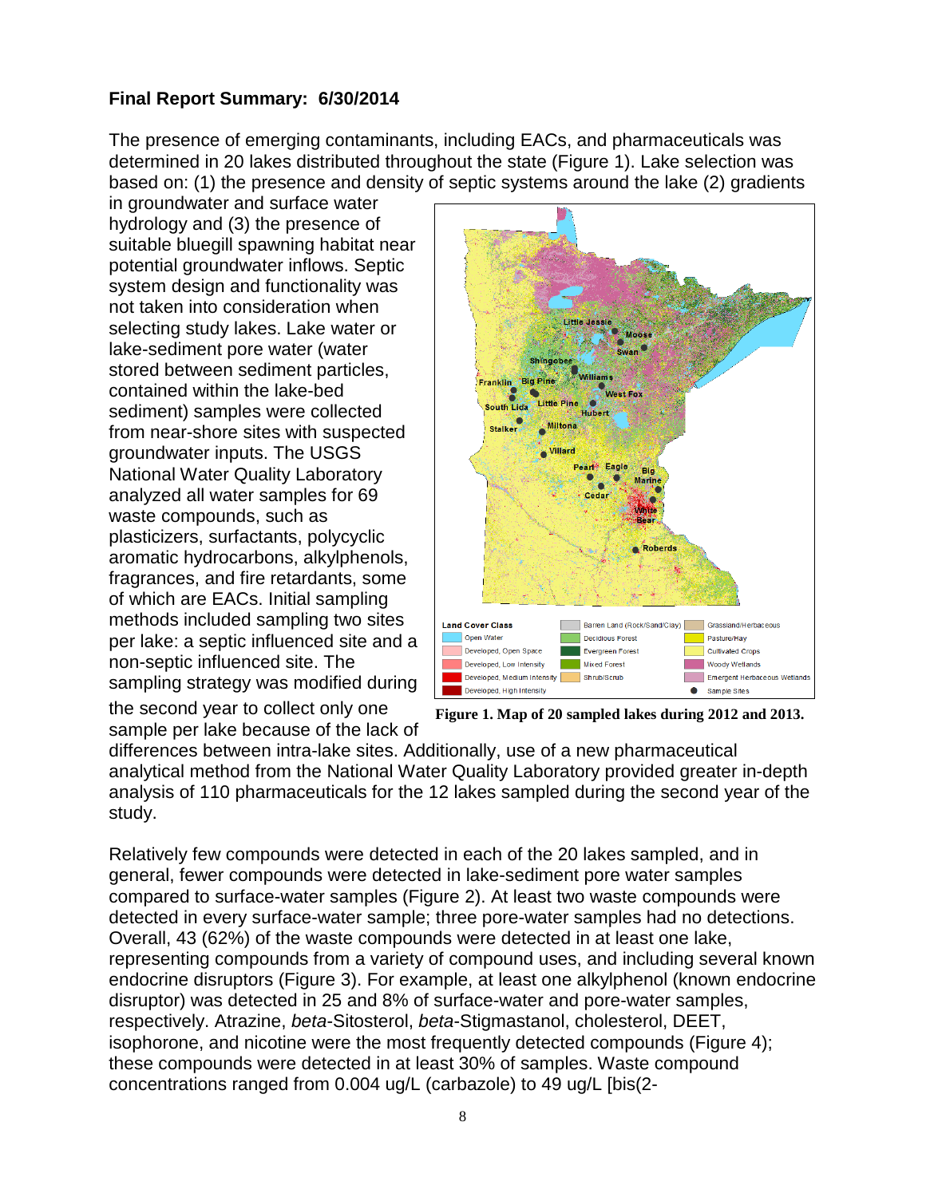**Final Report Summary: 6/30/2014**

The presence of emerging contaminants, including EACs, and pharmaceuticals was determined in 20 lakes distributed throughout the state (Figure 1). Lake selection was based on: (1) the presence and density of septic systems around the lake (2) gradients in groundwater and surface water hydrology and (3) the presence of suitable bluegill spawning habitat near potential groundwater inflows. Septic system design and functionality was not taken into consideration when selecting study lakes. Lake water or lake-sediment pore water (water stored between sediment particles, contained within the lake-bed sediment) samples were collected from near-shore sites with suspected groundwater inputs. The USGS National Water Quality Laboratory analyzed all water samples for 69 waste compounds, such as plasticizers, surfactants, polycyclic aromatic hydrocarbons, alkylphenols, fragrances, and fire retardants, some of which are EACs. Initial sampling methods included sampling two sites per lake: a septic influenced site and a non-septic influenced site. The sampling strategy was modified during the second year to collect only one sample per lake because of the lack of differences between intra-lake sites. Additionally, use of a new pharmaceutical analytical method from the National Water Quality Laboratory provided greater in-depth analysis of 110 pharmaceuticals for the 12 lakes sampled during the second year of the study.

**Figure 1. Map of 20 sampled lakes during 2012 and 2013.**

Relatively few compounds were detected in each of the 20 lakes sampled, and in general, fewer compounds were detected in lake-sediment pore water samples compared to surface-water samples (Figure 2). At least two waste compounds were detected in every surface-water sample; three pore-water samples had no detections. Overall, 43 (62%) of the waste compounds were detected in at least one lake, representing compounds from a variety of compound uses, and including several known endocrine disruptors (Figure 3). For example, at least one alkylphenol (known endocrine disruptor) was detected in 25 and 8% of surface-water and pore-water samples, respectively. Atrazine, *beta*-Sitosterol, *beta*-Stigmastanol, cholesterol, DEET, isophorone, and nicotine were the most frequently detected compounds (Figure 4); these compounds were detected in at least 30% of samples. Waste compound concentrations ranged from 0.004 ug/L (carbazole) to 49 ug/L [bis(2-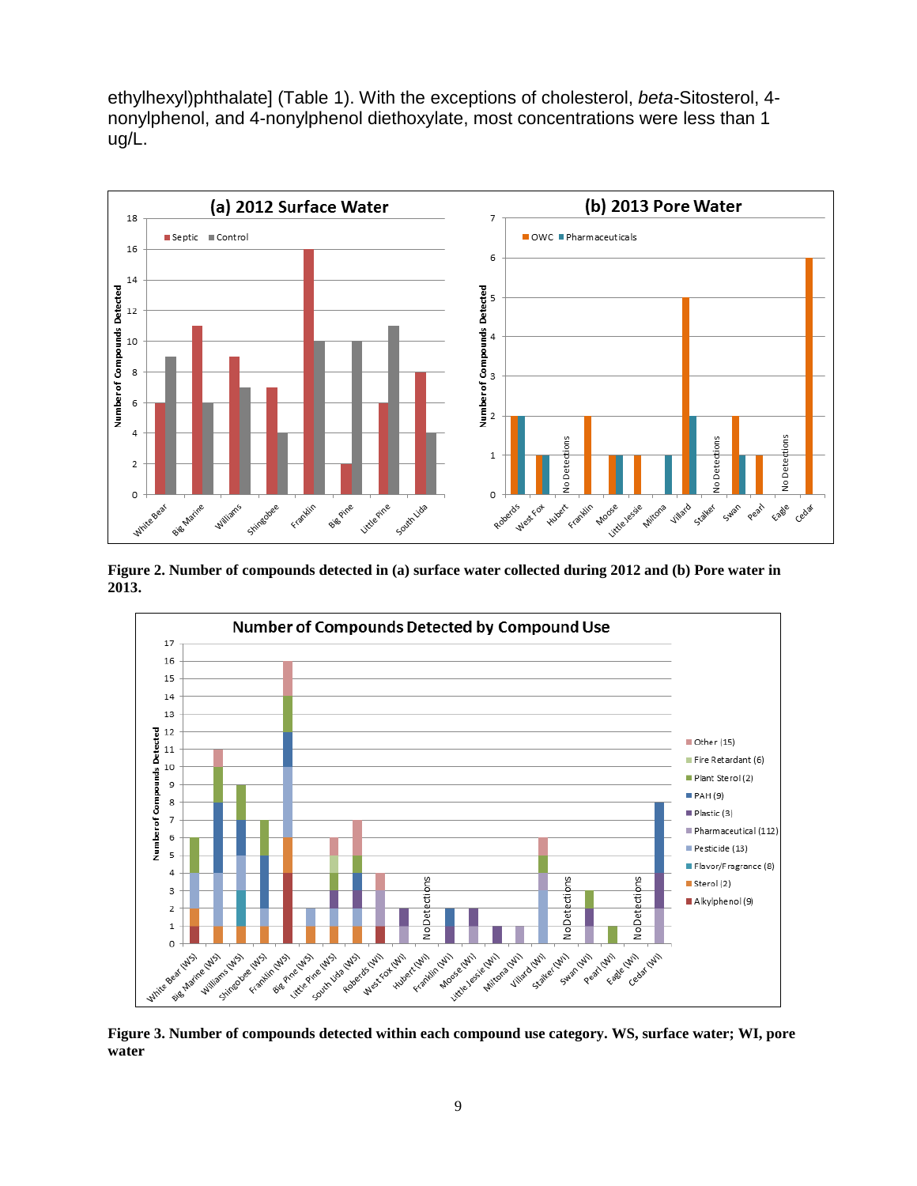ethylhexyl)phthalate] (Table 1). With the exceptions of cholesterol, *beta*-Sitosterol, 4-nonylphenol, and 4-nonylphenol diethoxylate, most concentrations were less than 1 ug/L.

**Figure 2. Number of compounds detected in (a) surface water collected during 2012 and (b) Pore water in 2013.**

**Figure 3. Number of compounds detected within each compound use category. WS, surface water; WI, pore water**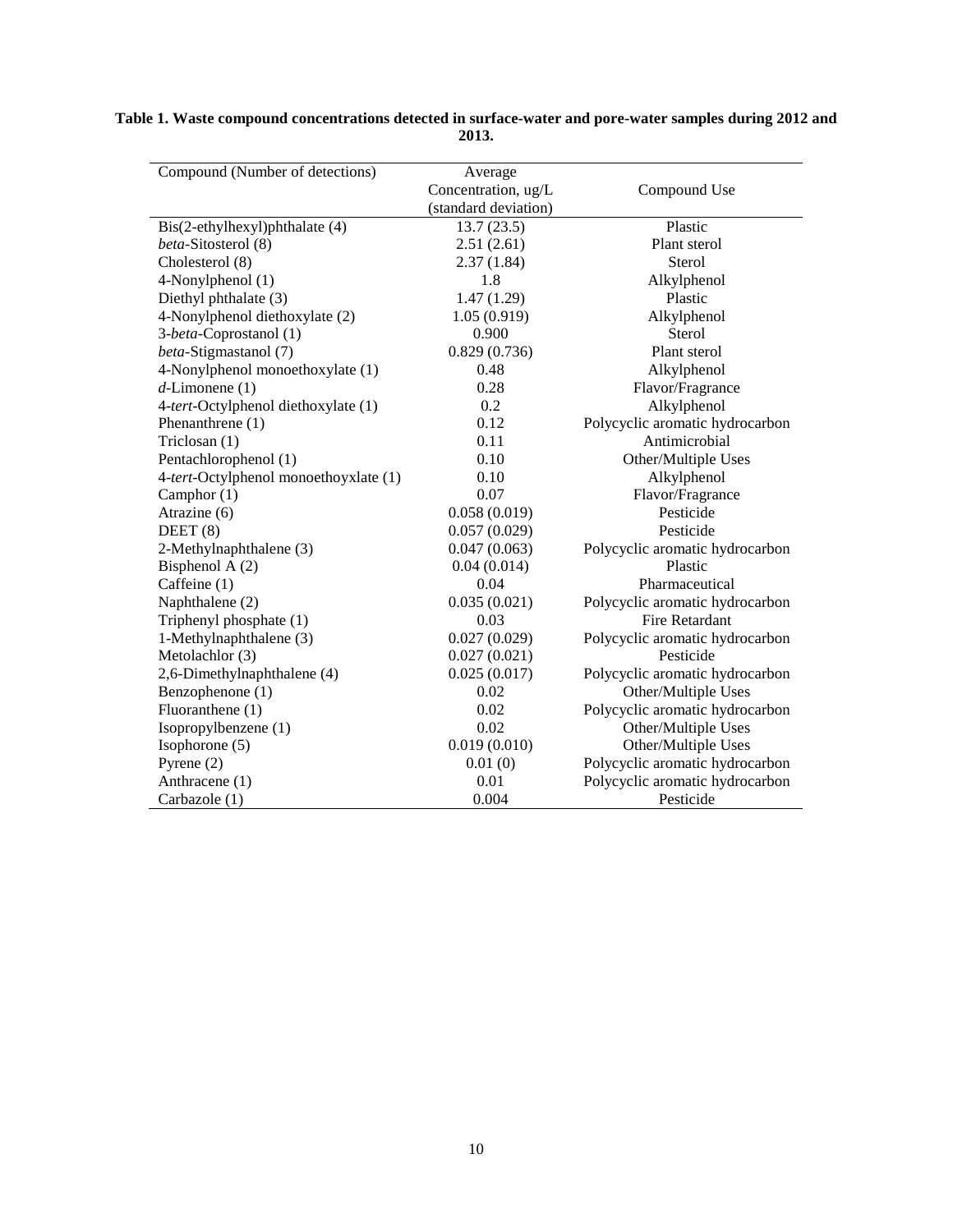**Table 1. Waste compound concentrations detected in surface-water and pore-water samples during 2012 and 2013.**

| Compound (Number of detections) | Average Concentration, ug/L (standard deviation) | Compound Use |
|---|---|---|
| Bis(2-ethylhexyl)phthalate (4) | 13.7 (23.5) | Plastic |
| *beta*-Sitosterol (8) | 2.51 (2.61) | Plant sterol |
| Cholesterol (8) | 2.37 (1.84) | Sterol |
| 4-Nonylphenol (1) | 1.8 | Alkylphenol |
| Diethyl phthalate (3) | 1.47 (1.29) | Plastic |
| 4-Nonylphenol diethoxylate (2) | 1.05 (0.919) | Alkylphenol |
| 3-*beta*-Coprostanol (1) | 0.900 | Sterol |
| *beta*-Stigmastanol (7) | 0.829 (0.736) | Plant sterol |
| 4-Nonylphenol monoethoxylate (1) | 0.48 | Alkylphenol |
| *d*-Limonene (1) | 0.28 | Flavor/Fragrance |
| 4-*tert*-Octylphenol diethoxylate (1) | 0.2 | Alkylphenol |
| Phenanthrene (1) | 0.12 | Polycyclic aromatic hydrocarbon |
| Triclosan (1) | 0.11 | Antimicrobial |
| Pentachlorophenol (1) | 0.10 | Other/Multiple Uses |
| 4-*tert*-Octylphenol monoethoyxlate (1) | 0.10 | Alkylphenol |
| Camphor (1) | 0.07 | Flavor/Fragrance |
| Atrazine (6) | 0.058 (0.019) | Pesticide |
| DEET (8) | 0.057 (0.029) | Pesticide |
| 2-Methylnaphthalene (3) | 0.047 (0.063) | Polycyclic aromatic hydrocarbon |
| Bisphenol A (2) | 0.04 (0.014) | Plastic |
| Caffeine (1) | 0.04 | Pharmaceutical |
| Naphthalene (2) | 0.035 (0.021) | Polycyclic aromatic hydrocarbon |
| Triphenyl phosphate (1) | 0.03 | Fire Retardant |
| 1-Methylnaphthalene (3) | 0.027 (0.029) | Polycyclic aromatic hydrocarbon |
| Metolachlor (3) | 0.027 (0.021) | Pesticide |
| 2,6-Dimethylnaphthalene (4) | 0.025 (0.017) | Polycyclic aromatic hydrocarbon |
| Benzophenone (1) | 0.02 | Other/Multiple Uses |
| Fluoranthene (1) | 0.02 | Polycyclic aromatic hydrocarbon |
| Isopropylbenzene (1) | 0.02 | Other/Multiple Uses |
| Isophorone (5) | 0.019 (0.010) | Other/Multiple Uses |
| Pyrene (2) | 0.01 (0) | Polycyclic aromatic hydrocarbon |
| Anthracene (1) | 0.01 | Polycyclic aromatic hydrocarbon |
| Carbazole (1) | 0.004 | Pesticide |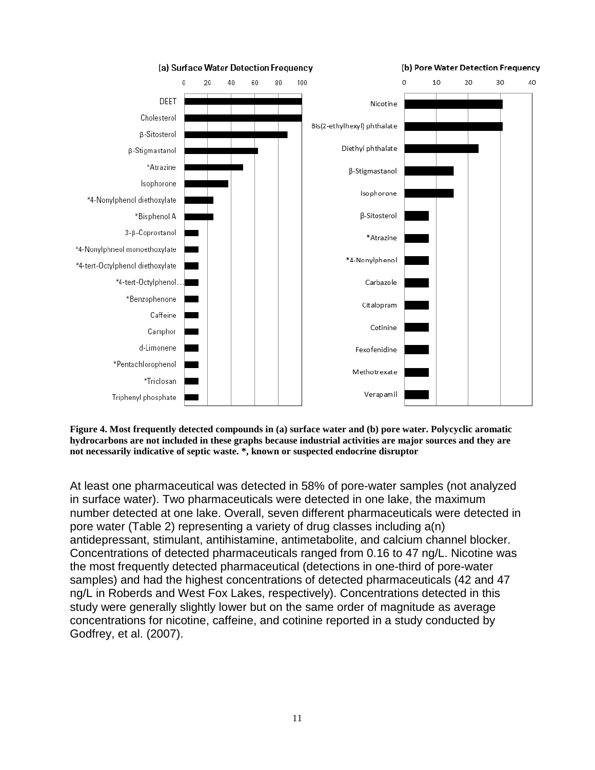Figure 4. Most frequently detected compounds in (a) surface water and (b) pore water. Polycyclic aromatic hydrocarbons are not included in these graphs because industrial activities are major sources and they are not necessarily indicative of septic waste. *, known or suspected endocrine disruptor

At least one pharmaceutical was detected in 58% of pore-water samples (not analyzed in surface water). Two pharmaceuticals were detected in one lake, the maximum number detected at one lake. Overall, seven different pharmaceuticals were detected in pore water (Table 2) representing a variety of drug classes including a(n) antidepressant, stimulant, antihistamine, antimetabolite, and calcium channel blocker. Concentrations of detected pharmaceuticals ranged from 0.16 to 47 ng/L. Nicotine was the most frequently detected pharmaceutical (detections in one-third of pore-water samples) and had the highest concentrations of detected pharmaceuticals (42 and 47 ng/L in Roberds and West Fox Lakes, respectively). Concentrations detected in this study were generally slightly lower but on the same order of magnitude as average concentrations for nicotine, caffeine, and cotinine reported in a study conducted by Godfrey, et al. (2007).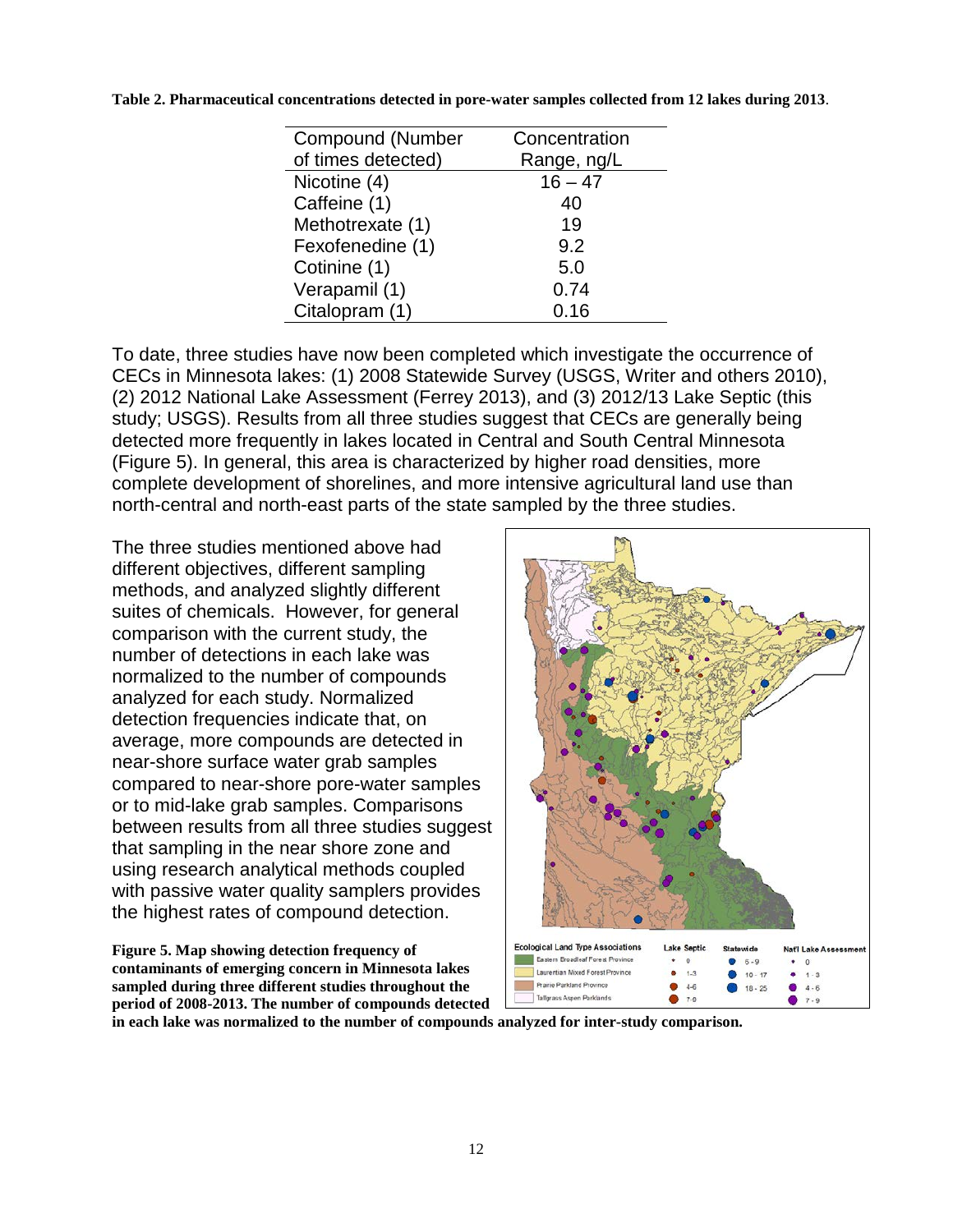**Table 2. Pharmaceutical concentrations detected in pore-water samples collected from 12 lakes during 2013**.

| Compound (Number of times detected) | Concentration Range, ng/L |
|---|---|
| Nicotine (4) | 16 – 47 |
| Caffeine (1) | 40 |
| Methotrexate (1) | 19 |
| Fexofenedine (1) | 9.2 |
| Cotinine (1) | 5.0 |
| Verapamil (1) | 0.74 |
| Citalopram (1) | 0.16 |

To date, three studies have now been completed which investigate the occurrence of CECs in Minnesota lakes: (1) 2008 Statewide Survey (USGS, Writer and others 2010), (2) 2012 National Lake Assessment (Ferrey 2013), and (3) 2012/13 Lake Septic (this study; USGS). Results from all three studies suggest that CECs are generally being detected more frequently in lakes located in Central and South Central Minnesota (Figure 5). In general, this area is characterized by higher road densities, more complete development of shorelines, and more intensive agricultural land use than north-central and north-east parts of the state sampled by the three studies.

The three studies mentioned above had different objectives, different sampling methods, and analyzed slightly different suites of chemicals. However, for general comparison with the current study, the number of detections in each lake was normalized to the number of compounds analyzed for each study. Normalized detection frequencies indicate that, on average, more compounds are detected in near-shore surface water grab samples compared to near-shore pore-water samples or to mid-lake grab samples. Comparisons between results from all three studies suggest that sampling in the near shore zone and using research analytical methods coupled with passive water quality samplers provides the highest rates of compound detection.

**Figure 5. Map showing detection frequency of contaminants of emerging concern in Minnesota lakes sampled during three different studies throughout the period of 2008-2013. The number of compounds detected in each lake was normalized to the number of compounds analyzed for inter-study comparison.**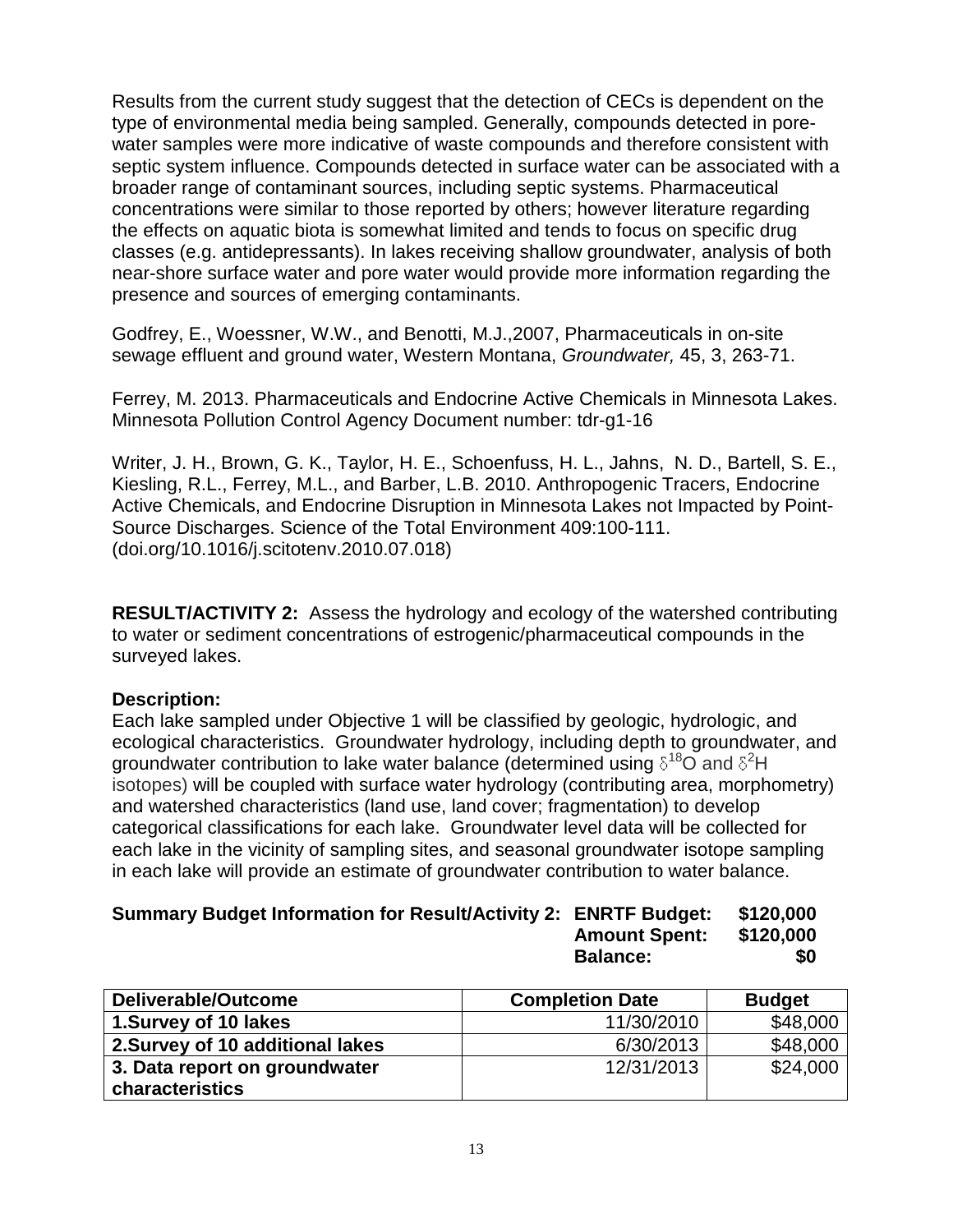Results from the current study suggest that the detection of CECs is dependent on the type of environmental media being sampled. Generally, compounds detected in pore-water samples were more indicative of waste compounds and therefore consistent with septic system influence. Compounds detected in surface water can be associated with a broader range of contaminant sources, including septic systems. Pharmaceutical concentrations were similar to those reported by others; however literature regarding the effects on aquatic biota is somewhat limited and tends to focus on specific drug classes (e.g. antidepressants). In lakes receiving shallow groundwater, analysis of both near-shore surface water and pore water would provide more information regarding the presence and sources of emerging contaminants.

Godfrey, E., Woessner, W.W., and Benotti, M.J.,2007, Pharmaceuticals in on-site sewage effluent and ground water, Western Montana, *Groundwater,* 45, 3, 263-71.

Ferrey, M. 2013. Pharmaceuticals and Endocrine Active Chemicals in Minnesota Lakes. Minnesota Pollution Control Agency Document number: tdr-g1-16

Writer, J. H., Brown, G. K., Taylor, H. E., Schoenfuss, H. L., Jahns, N. D., Bartell, S. E., Kiesling, R.L., Ferrey, M.L., and Barber, L.B. 2010. Anthropogenic Tracers, Endocrine Active Chemicals, and Endocrine Disruption in Minnesota Lakes not Impacted by Point-Source Discharges. Science of the Total Environment 409:100-111. (doi.org/10.1016/j.scitotenv.2010.07.018)

**RESULT/ACTIVITY 2:** Assess the hydrology and ecology of the watershed contributing to water or sediment concentrations of estrogenic/pharmaceutical compounds in the surveyed lakes.

**Description:**
Each lake sampled under Objective 1 will be classified by geologic, hydrologic, and ecological characteristics. Groundwater hydrology, including depth to groundwater, and groundwater contribution to lake water balance (determined using $\delta^{18}O$ and $\delta^{2}H$ isotopes) will be coupled with surface water hydrology (contributing area, morphometry) and watershed characteristics (land use, land cover; fragmentation) to develop categorical classifications for each lake. Groundwater level data will be collected for each lake in the vicinity of sampling sites, and seasonal groundwater isotope sampling in each lake will provide an estimate of groundwater contribution to water balance.

**Summary Budget Information for Result/Activity 2:**

| | |
|---|---|
| **ENRTF Budget:** | **\$120,000** |
| **Amount Spent:** | **\$120,000** |
| **Balance:** | **\$0** |

| Deliverable/Outcome | Completion Date | Budget |
|---|---|---|
| **1.Survey of 10 lakes** | 11/30/2010 | \$48,000 |
| **2.Survey of 10 additional lakes** | 6/30/2013 | \$48,000 |
| **3. Data report on groundwater characteristics** | 12/31/2013 | \$24,000 |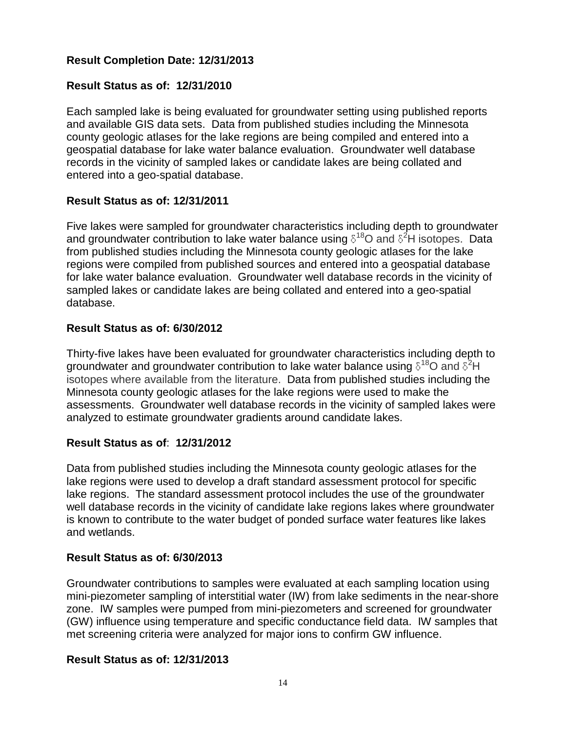**Result Completion Date: 12/31/2013**

**Result Status as of: 12/31/2010**

Each sampled lake is being evaluated for groundwater setting using published reports and available GIS data sets. Data from published studies including the Minnesota county geologic atlases for the lake regions are being compiled and entered into a geospatial database for lake water balance evaluation. Groundwater well database records in the vicinity of sampled lakes or candidate lakes are being collated and entered into a geo-spatial database.

**Result Status as of: 12/31/2011**

Five lakes were sampled for groundwater characteristics including depth to groundwater and groundwater contribution to lake water balance using $\delta^{18}O$ and $\delta^{2}H$ isotopes. Data from published studies including the Minnesota county geologic atlases for the lake regions were compiled from published sources and entered into a geospatial database for lake water balance evaluation. Groundwater well database records in the vicinity of sampled lakes or candidate lakes are being collated and entered into a geo-spatial database.

**Result Status as of: 6/30/2012**

Thirty-five lakes have been evaluated for groundwater characteristics including depth to groundwater and groundwater contribution to lake water balance using $\delta^{18}O$ and $\delta^{2}H$ isotopes where available from the literature. Data from published studies including the Minnesota county geologic atlases for the lake regions were used to make the assessments. Groundwater well database records in the vicinity of sampled lakes were analyzed to estimate groundwater gradients around candidate lakes.

**Result Status as of**: **12/31/2012**

Data from published studies including the Minnesota county geologic atlases for the lake regions were used to develop a draft standard assessment protocol for specific lake regions. The standard assessment protocol includes the use of the groundwater well database records in the vicinity of candidate lake regions lakes where groundwater is known to contribute to the water budget of ponded surface water features like lakes and wetlands.

**Result Status as of: 6/30/2013**

Groundwater contributions to samples were evaluated at each sampling location using mini-piezometer sampling of interstitial water (IW) from lake sediments in the near-shore zone. IW samples were pumped from mini-piezometers and screened for groundwater (GW) influence using temperature and specific conductance field data. IW samples that met screening criteria were analyzed for major ions to confirm GW influence.

**Result Status as of: 12/31/2013**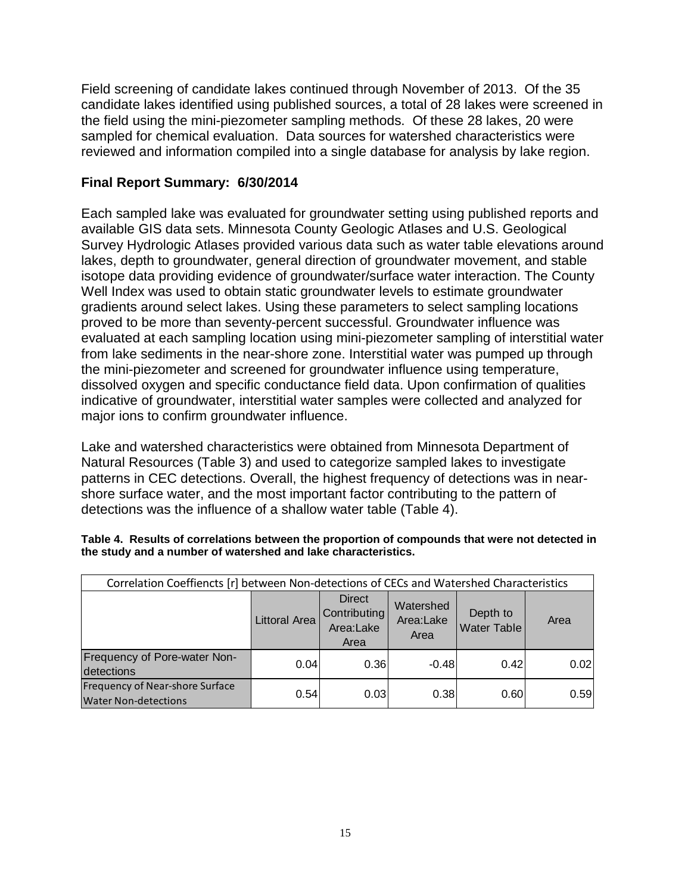Field screening of candidate lakes continued through November of 2013. Of the 35 candidate lakes identified using published sources, a total of 28 lakes were screened in the field using the mini-piezometer sampling methods. Of these 28 lakes, 20 were sampled for chemical evaluation. Data sources for watershed characteristics were reviewed and information compiled into a single database for analysis by lake region.

**Final Report Summary: 6/30/2014**

Each sampled lake was evaluated for groundwater setting using published reports and available GIS data sets. Minnesota County Geologic Atlases and U.S. Geological Survey Hydrologic Atlases provided various data such as water table elevations around lakes, depth to groundwater, general direction of groundwater movement, and stable isotope data providing evidence of groundwater/surface water interaction. The County Well Index was used to obtain static groundwater levels to estimate groundwater gradients around select lakes. Using these parameters to select sampling locations proved to be more than seventy-percent successful. Groundwater influence was evaluated at each sampling location using mini-piezometer sampling of interstitial water from lake sediments in the near-shore zone. Interstitial water was pumped up through the mini-piezometer and screened for groundwater influence using temperature, dissolved oxygen and specific conductance field data. Upon confirmation of qualities indicative of groundwater, interstitial water samples were collected and analyzed for major ions to confirm groundwater influence.

Lake and watershed characteristics were obtained from Minnesota Department of Natural Resources (Table 3) and used to categorize sampled lakes to investigate patterns in CEC detections. Overall, the highest frequency of detections was in near-shore surface water, and the most important factor contributing to the pattern of detections was the influence of a shallow water table (Table 4).

**Table 4. Results of correlations between the proportion of compounds that were not detected in the study and a number of watershed and lake characteristics.**

| Correlation Coeffiencts [r] between Non-detections of CECs and Watershed Characteristics | | | | | |
|---|---|---|---|---|---|
| | Littoral Area | Direct Contributing Area:Lake Area | Watershed Area:Lake Area | Depth to Water Table | Area |
| Frequency of Pore-water Non-detections | 0.04 | 0.36 | -0.48 | 0.42 | 0.02 |
| Frequency of Near-shore Surface Water Non-detections | 0.54 | 0.03 | 0.38 | 0.60 | 0.59 |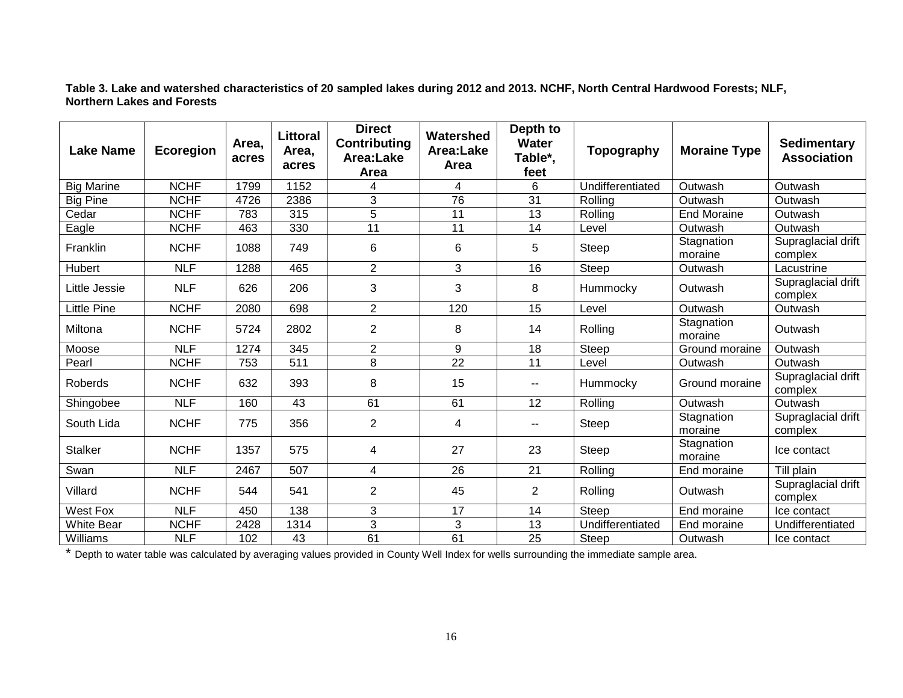**Table 3. Lake and watershed characteristics of 20 sampled lakes during 2012 and 2013. NCHF, North Central Hardwood Forests; NLF, Northern Lakes and Forests**

| Lake Name | Ecoregion | Area, acres | Littoral Area, acres | Direct Contributing Area:Lake Area | Watershed Area:Lake Area | Depth to Water Table*, feet | Topography | Moraine Type | Sedimentary Association |
|---|---|---|---|---|---|---|---|---|---|
| Big Marine | NCHF | 1799 | 1152 | 4 | 4 | 6 | Undifferentiated | Outwash | Outwash |
| Big Pine | NCHF | 4726 | 2386 | 3 | 76 | 31 | Rolling | Outwash | Outwash |
| Cedar | NCHF | 783 | 315 | 5 | 11 | 13 | Rolling | End Moraine | Outwash |
| Eagle | NCHF | 463 | 330 | 11 | 11 | 14 | Level | Outwash | Outwash |
| Franklin | NCHF | 1088 | 749 | 6 | 6 | 5 | Steep | Stagnation moraine | Supraglacial drift complex |
| Hubert | NLF | 1288 | 465 | 2 | 3 | 16 | Steep | Outwash | Lacustrine |
| Little Jessie | NLF | 626 | 206 | 3 | 3 | 8 | Hummocky | Outwash | Supraglacial drift complex |
| Little Pine | NCHF | 2080 | 698 | 2 | 120 | 15 | Level | Outwash | Outwash |
| Miltona | NCHF | 5724 | 2802 | 2 | 8 | 14 | Rolling | Stagnation moraine | Outwash |
| Moose | NLF | 1274 | 345 | 2 | 9 | 18 | Steep | Ground moraine | Outwash |
| Pearl | NCHF | 753 | 511 | 8 | 22 | 11 | Level | Outwash | Outwash |
| Roberds | NCHF | 632 | 393 | 8 | 15 | -- | Hummocky | Ground moraine | Supraglacial drift complex |
| Shingobee | NLF | 160 | 43 | 61 | 61 | 12 | Rolling | Outwash | Outwash |
| South Lida | NCHF | 775 | 356 | 2 | 4 | -- | Steep | Stagnation moraine | Supraglacial drift complex |
| Stalker | NCHF | 1357 | 575 | 4 | 27 | 23 | Steep | Stagnation moraine | Ice contact |
| Swan | NLF | 2467 | 507 | 4 | 26 | 21 | Rolling | End moraine | Till plain |
| Villard | NCHF | 544 | 541 | 2 | 45 | 2 | Rolling | Outwash | Supraglacial drift complex |
| West Fox | NLF | 450 | 138 | 3 | 17 | 14 | Steep | End moraine | Ice contact |
| White Bear | NCHF | 2428 | 1314 | 3 | 3 | 13 | Undifferentiated | End moraine | Undifferentiated |
| Williams | NLF | 102 | 43 | 61 | 61 | 25 | Steep | Outwash | Ice contact |

\* Depth to water table was calculated by averaging values provided in County Well Index for wells surrounding the immediate sample area.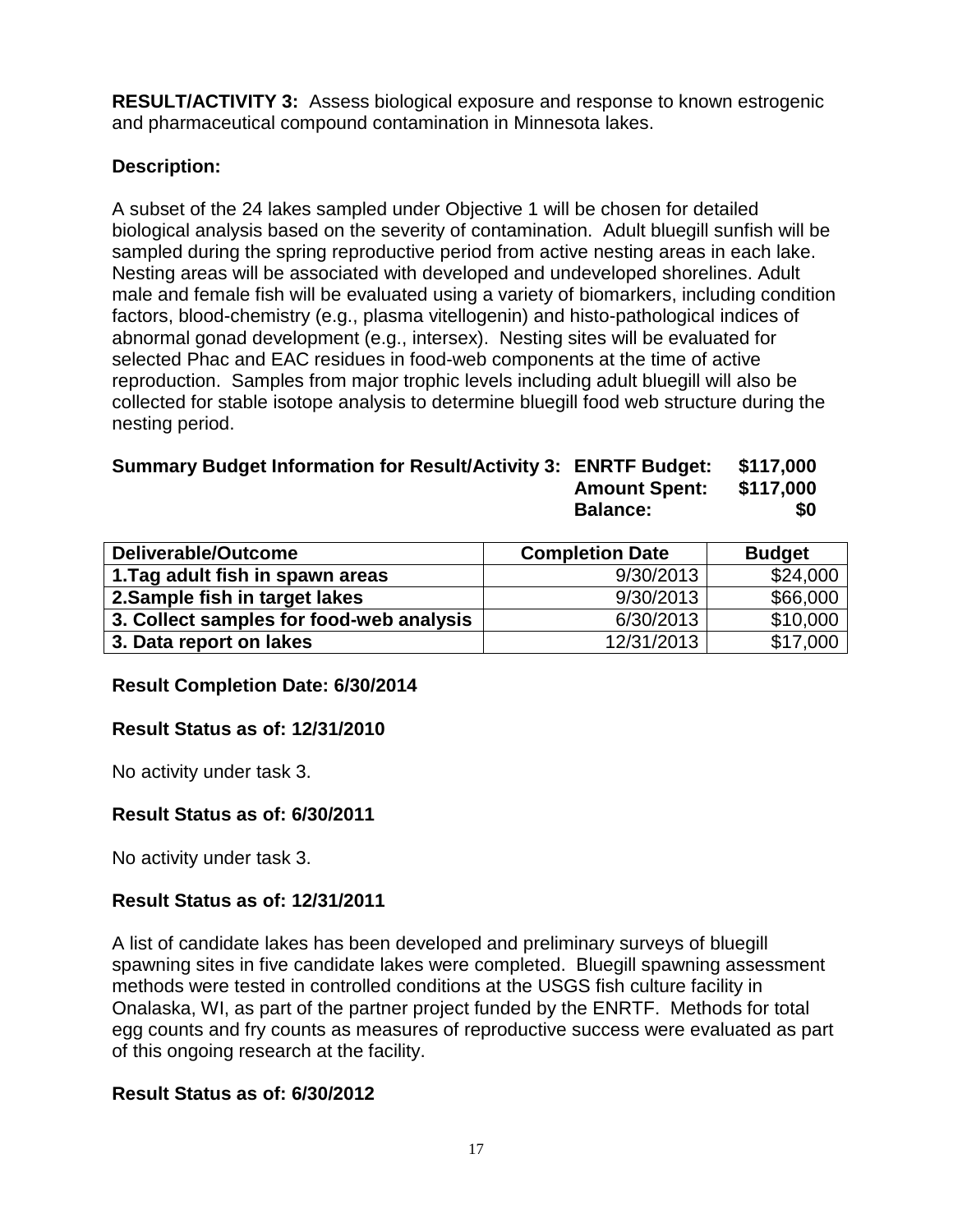**RESULT/ACTIVITY 3:** Assess biological exposure and response to known estrogenic and pharmaceutical compound contamination in Minnesota lakes.

**Description:**

A subset of the 24 lakes sampled under Objective 1 will be chosen for detailed biological analysis based on the severity of contamination. Adult bluegill sunfish will be sampled during the spring reproductive period from active nesting areas in each lake. Nesting areas will be associated with developed and undeveloped shorelines. Adult male and female fish will be evaluated using a variety of biomarkers, including condition factors, blood-chemistry (e.g., plasma vitellogenin) and histo-pathological indices of abnormal gonad development (e.g., intersex). Nesting sites will be evaluated for selected Phac and EAC residues in food-web components at the time of active reproduction. Samples from major trophic levels including adult bluegill will also be collected for stable isotope analysis to determine bluegill food web structure during the nesting period.

**Summary Budget Information for Result/Activity 3:** **ENRTF Budget: $117,000**
**Amount Spent: $117,000**
**Balance: $0**

| Deliverable/Outcome | Completion Date | Budget |
|---|---|---|
| 1.Tag adult fish in spawn areas | 9/30/2013 | $24,000 |
| 2.Sample fish in target lakes | 9/30/2013 | $66,000 |
| 3. Collect samples for food-web analysis | 6/30/2013 | $10,000 |
| 3. Data report on lakes | 12/31/2013 | $17,000 |

**Result Completion Date: 6/30/2014**

**Result Status as of: 12/31/2010**

No activity under task 3.

**Result Status as of: 6/30/2011**

No activity under task 3.

**Result Status as of: 12/31/2011**

A list of candidate lakes has been developed and preliminary surveys of bluegill spawning sites in five candidate lakes were completed. Bluegill spawning assessment methods were tested in controlled conditions at the USGS fish culture facility in Onalaska, WI, as part of the partner project funded by the ENRTF. Methods for total egg counts and fry counts as measures of reproductive success were evaluated as part of this ongoing research at the facility.

**Result Status as of: 6/30/2012**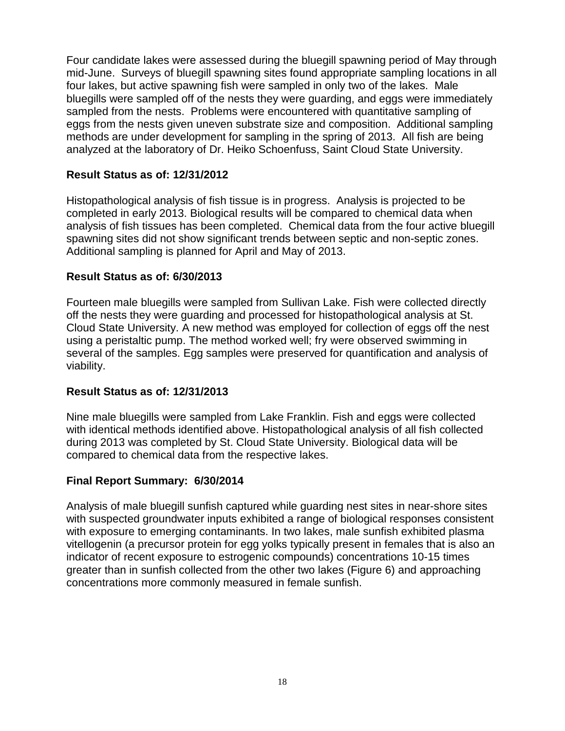Four candidate lakes were assessed during the bluegill spawning period of May through mid-June. Surveys of bluegill spawning sites found appropriate sampling locations in all four lakes, but active spawning fish were sampled in only two of the lakes. Male bluegills were sampled off of the nests they were guarding, and eggs were immediately sampled from the nests. Problems were encountered with quantitative sampling of eggs from the nests given uneven substrate size and composition. Additional sampling methods are under development for sampling in the spring of 2013. All fish are being analyzed at the laboratory of Dr. Heiko Schoenfuss, Saint Cloud State University.

**Result Status as of: 12/31/2012**

Histopathological analysis of fish tissue is in progress. Analysis is projected to be completed in early 2013. Biological results will be compared to chemical data when analysis of fish tissues has been completed. Chemical data from the four active bluegill spawning sites did not show significant trends between septic and non-septic zones. Additional sampling is planned for April and May of 2013.

**Result Status as of: 6/30/2013**

Fourteen male bluegills were sampled from Sullivan Lake. Fish were collected directly off the nests they were guarding and processed for histopathological analysis at St. Cloud State University. A new method was employed for collection of eggs off the nest using a peristaltic pump. The method worked well; fry were observed swimming in several of the samples. Egg samples were preserved for quantification and analysis of viability.

**Result Status as of: 12/31/2013**

Nine male bluegills were sampled from Lake Franklin. Fish and eggs were collected with identical methods identified above. Histopathological analysis of all fish collected during 2013 was completed by St. Cloud State University. Biological data will be compared to chemical data from the respective lakes.

**Final Report Summary: 6/30/2014**

Analysis of male bluegill sunfish captured while guarding nest sites in near-shore sites with suspected groundwater inputs exhibited a range of biological responses consistent with exposure to emerging contaminants. In two lakes, male sunfish exhibited plasma vitellogenin (a precursor protein for egg yolks typically present in females that is also an indicator of recent exposure to estrogenic compounds) concentrations 10-15 times greater than in sunfish collected from the other two lakes (Figure 6) and approaching concentrations more commonly measured in female sunfish.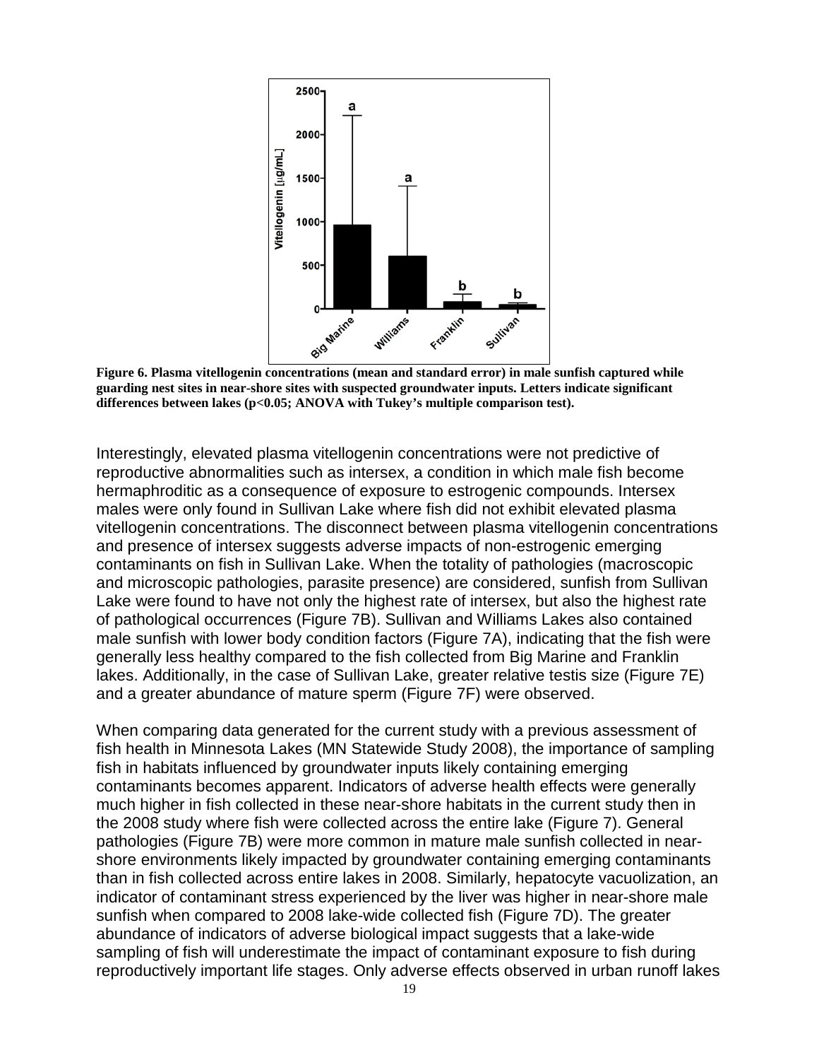**Figure 6. Plasma vitellogenin concentrations (mean and standard error) in male sunfish captured while guarding nest sites in near-shore sites with suspected groundwater inputs. Letters indicate significant differences between lakes ($p<0.05$; ANOVA with Tukey's multiple comparison test).**

Interestingly, elevated plasma vitellogenin concentrations were not predictive of reproductive abnormalities such as intersex, a condition in which male fish become hermaphroditic as a consequence of exposure to estrogenic compounds. Intersex males were only found in Sullivan Lake where fish did not exhibit elevated plasma vitellogenin concentrations. The disconnect between plasma vitellogenin concentrations and presence of intersex suggests adverse impacts of non-estrogenic emerging contaminants on fish in Sullivan Lake. When the totality of pathologies (macroscopic and microscopic pathologies, parasite presence) are considered, sunfish from Sullivan Lake were found to have not only the highest rate of intersex, but also the highest rate of pathological occurrences (Figure 7B). Sullivan and Williams Lakes also contained male sunfish with lower body condition factors (Figure 7A), indicating that the fish were generally less healthy compared to the fish collected from Big Marine and Franklin lakes. Additionally, in the case of Sullivan Lake, greater relative testis size (Figure 7E) and a greater abundance of mature sperm (Figure 7F) were observed.

When comparing data generated for the current study with a previous assessment of fish health in Minnesota Lakes (MN Statewide Study 2008), the importance of sampling fish in habitats influenced by groundwater inputs likely containing emerging contaminants becomes apparent. Indicators of adverse health effects were generally much higher in fish collected in these near-shore habitats in the current study then in the 2008 study where fish were collected across the entire lake (Figure 7). General pathologies (Figure 7B) were more common in mature male sunfish collected in near-shore environments likely impacted by groundwater containing emerging contaminants than in fish collected across entire lakes in 2008. Similarly, hepatocyte vacuolization, an indicator of contaminant stress experienced by the liver was higher in near-shore male sunfish when compared to 2008 lake-wide collected fish (Figure 7D). The greater abundance of indicators of adverse biological impact suggests that a lake-wide sampling of fish will underestimate the impact of contaminant exposure to fish during reproductively important life stages. Only adverse effects observed in urban runoff lakes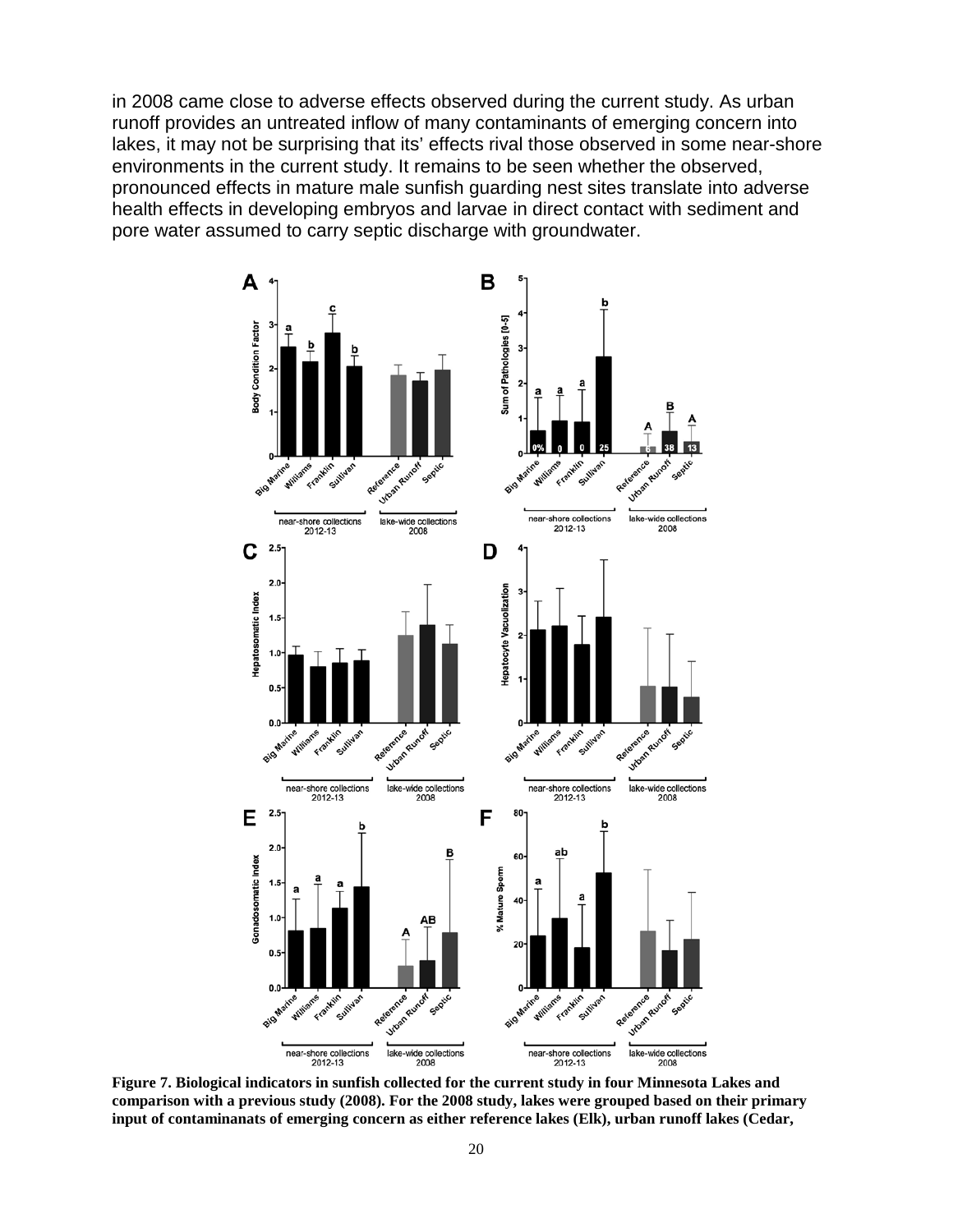in 2008 came close to adverse effects observed during the current study. As urban runoff provides an untreated inflow of many contaminants of emerging concern into lakes, it may not be surprising that its' effects rival those observed in some near-shore environments in the current study. It remains to be seen whether the observed, pronounced effects in mature male sunfish guarding nest sites translate into adverse health effects in developing embryos and larvae in direct contact with sediment and pore water assumed to carry septic discharge with groundwater.

**Figure 7. Biological indicators in sunfish collected for the current study in four Minnesota Lakes and comparison with a previous study (2008). For the 2008 study, lakes were grouped based on their primary input of contaminanats of emerging concern as either reference lakes (Elk), urban runoff lakes (Cedar,**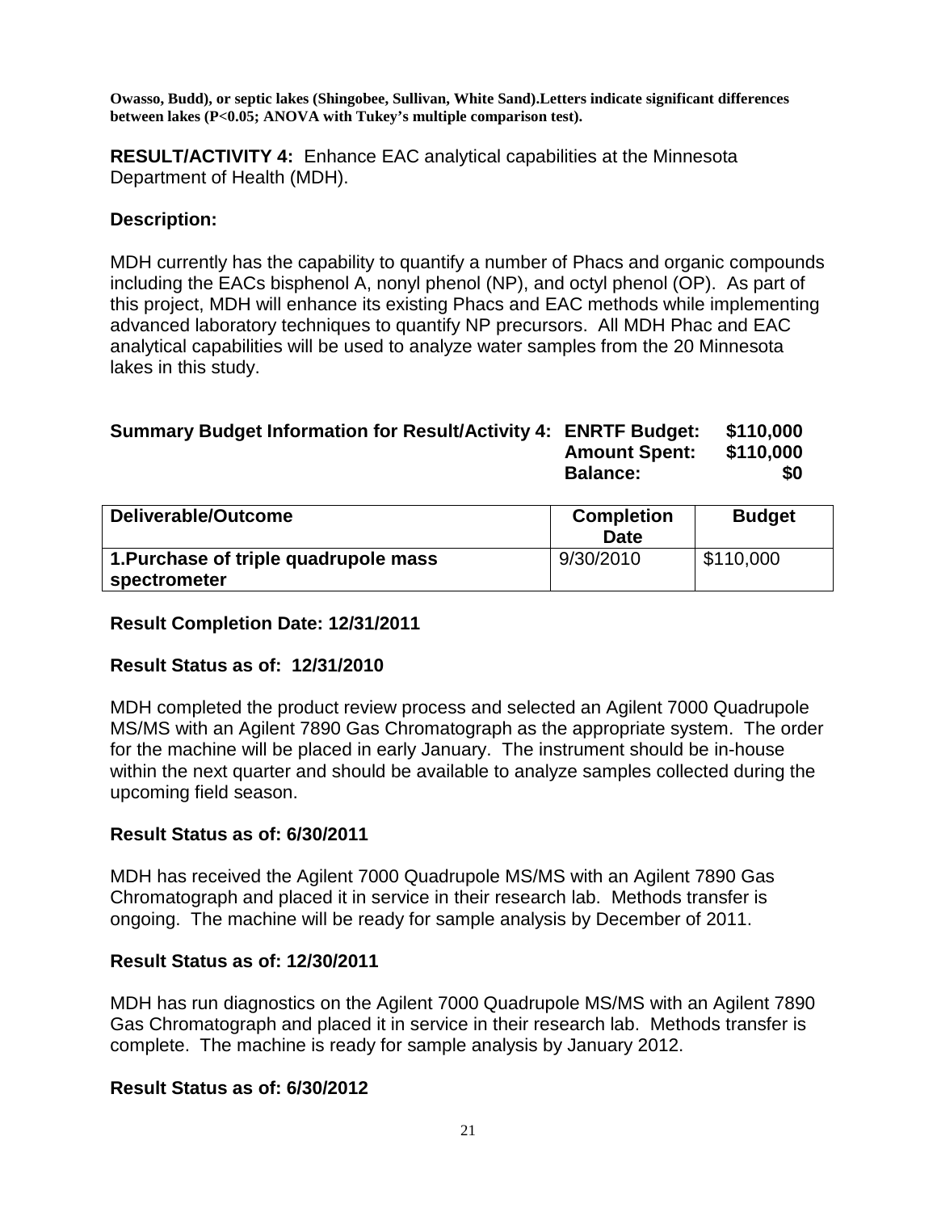**Owasso, Budd), or septic lakes (Shingobee, Sullivan, White Sand).Letters indicate significant differences between lakes (P<0.05; ANOVA with Tukey's multiple comparison test).**

**RESULT/ACTIVITY 4:** Enhance EAC analytical capabilities at the Minnesota Department of Health (MDH).

**Description:**

MDH currently has the capability to quantify a number of Phacs and organic compounds including the EACs bisphenol A, nonyl phenol (NP), and octyl phenol (OP). As part of this project, MDH will enhance its existing Phacs and EAC methods while implementing advanced laboratory techniques to quantify NP precursors. All MDH Phac and EAC analytical capabilities will be used to analyze water samples from the 20 Minnesota lakes in this study.

**Summary Budget Information for Result/Activity 4: ENRTF Budget: $110,000**
**Amount Spent: $110,000**
**Balance: $0**

| Deliverable/Outcome | Completion Date | Budget |
|---|---|---|
| **1.Purchase of triple quadrupole mass spectrometer** | 9/30/2010 | $110,000 |

**Result Completion Date: 12/31/2011**

**Result Status as of: 12/31/2010**

MDH completed the product review process and selected an Agilent 7000 Quadrupole MS/MS with an Agilent 7890 Gas Chromatograph as the appropriate system. The order for the machine will be placed in early January. The instrument should be in-house within the next quarter and should be available to analyze samples collected during the upcoming field season.

**Result Status as of: 6/30/2011**

MDH has received the Agilent 7000 Quadrupole MS/MS with an Agilent 7890 Gas Chromatograph and placed it in service in their research lab. Methods transfer is ongoing. The machine will be ready for sample analysis by December of 2011.

**Result Status as of: 12/30/2011**

MDH has run diagnostics on the Agilent 7000 Quadrupole MS/MS with an Agilent 7890 Gas Chromatograph and placed it in service in their research lab. Methods transfer is complete. The machine is ready for sample analysis by January 2012.

**Result Status as of: 6/30/2012**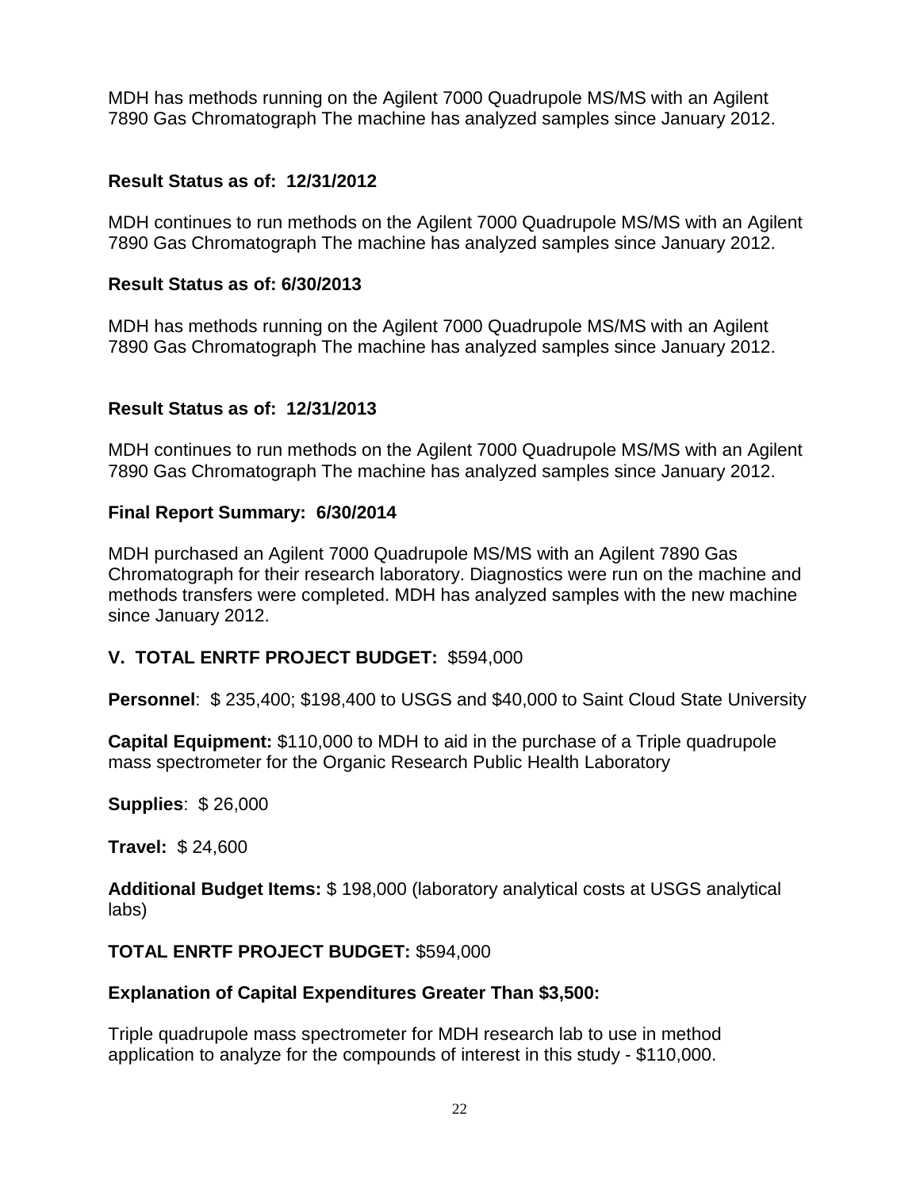MDH has methods running on the Agilent 7000 Quadrupole MS/MS with an Agilent 7890 Gas Chromatograph The machine has analyzed samples since January 2012.

**Result Status as of: 12/31/2012**

MDH continues to run methods on the Agilent 7000 Quadrupole MS/MS with an Agilent 7890 Gas Chromatograph The machine has analyzed samples since January 2012.

**Result Status as of: 6/30/2013**

MDH has methods running on the Agilent 7000 Quadrupole MS/MS with an Agilent 7890 Gas Chromatograph The machine has analyzed samples since January 2012.

**Result Status as of: 12/31/2013**

MDH continues to run methods on the Agilent 7000 Quadrupole MS/MS with an Agilent 7890 Gas Chromatograph The machine has analyzed samples since January 2012.

**Final Report Summary: 6/30/2014**

MDH purchased an Agilent 7000 Quadrupole MS/MS with an Agilent 7890 Gas Chromatograph for their research laboratory. Diagnostics were run on the machine and methods transfers were completed. MDH has analyzed samples with the new machine since January 2012.

## V. TOTAL ENRTF PROJECT BUDGET: $594,000

**Personnel**: $ 235,400; $198,400 to USGS and $40,000 to Saint Cloud State University

**Capital Equipment:** $110,000 to MDH to aid in the purchase of a Triple quadrupole mass spectrometer for the Organic Research Public Health Laboratory

**Supplies**: $ 26,000

**Travel:** $ 24,600

**Additional Budget Items:** $ 198,000 (laboratory analytical costs at USGS analytical labs)

**TOTAL ENRTF PROJECT BUDGET:** $594,000

**Explanation of Capital Expenditures Greater Than $3,500:**

Triple quadrupole mass spectrometer for MDH research lab to use in method application to analyze for the compounds of interest in this study - $110,000.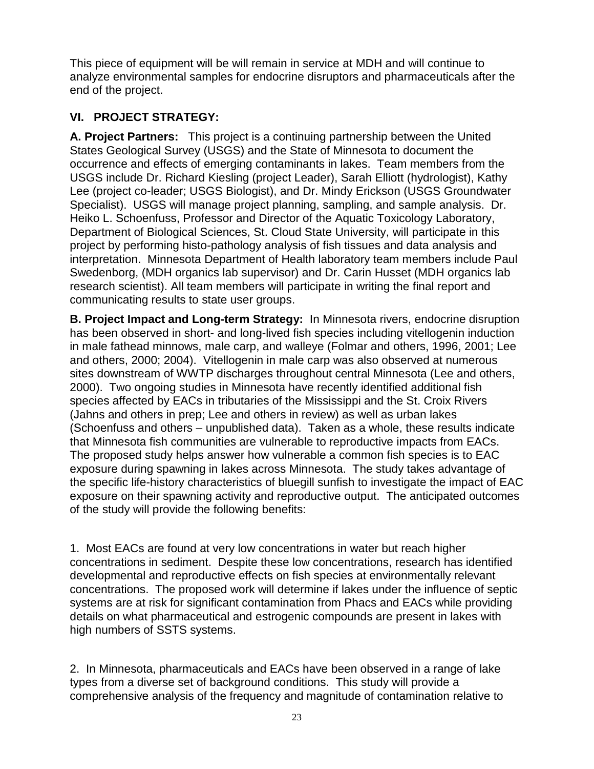This piece of equipment will be will remain in service at MDH and will continue to analyze environmental samples for endocrine disruptors and pharmaceuticals after the end of the project.

## VI. PROJECT STRATEGY:

**A. Project Partners:** This project is a continuing partnership between the United States Geological Survey (USGS) and the State of Minnesota to document the occurrence and effects of emerging contaminants in lakes. Team members from the USGS include Dr. Richard Kiesling (project Leader), Sarah Elliott (hydrologist), Kathy Lee (project co-leader; USGS Biologist), and Dr. Mindy Erickson (USGS Groundwater Specialist). USGS will manage project planning, sampling, and sample analysis. Dr. Heiko L. Schoenfuss, Professor and Director of the Aquatic Toxicology Laboratory, Department of Biological Sciences, St. Cloud State University, will participate in this project by performing histo-pathology analysis of fish tissues and data analysis and interpretation. Minnesota Department of Health laboratory team members include Paul Swedenborg, (MDH organics lab supervisor) and Dr. Carin Husset (MDH organics lab research scientist). All team members will participate in writing the final report and communicating results to state user groups.

**B. Project Impact and Long-term Strategy:** In Minnesota rivers, endocrine disruption has been observed in short- and long-lived fish species including vitellogenin induction in male fathead minnows, male carp, and walleye (Folmar and others, 1996, 2001; Lee and others, 2000; 2004). Vitellogenin in male carp was also observed at numerous sites downstream of WWTP discharges throughout central Minnesota (Lee and others, 2000). Two ongoing studies in Minnesota have recently identified additional fish species affected by EACs in tributaries of the Mississippi and the St. Croix Rivers (Jahns and others in prep; Lee and others in review) as well as urban lakes (Schoenfuss and others – unpublished data). Taken as a whole, these results indicate that Minnesota fish communities are vulnerable to reproductive impacts from EACs. The proposed study helps answer how vulnerable a common fish species is to EAC exposure during spawning in lakes across Minnesota. The study takes advantage of the specific life-history characteristics of bluegill sunfish to investigate the impact of EAC exposure on their spawning activity and reproductive output. The anticipated outcomes of the study will provide the following benefits:

1. Most EACs are found at very low concentrations in water but reach higher concentrations in sediment. Despite these low concentrations, research has identified developmental and reproductive effects on fish species at environmentally relevant concentrations. The proposed work will determine if lakes under the influence of septic systems are at risk for significant contamination from Phacs and EACs while providing details on what pharmaceutical and estrogenic compounds are present in lakes with high numbers of SSTS systems.

2. In Minnesota, pharmaceuticals and EACs have been observed in a range of lake types from a diverse set of background conditions. This study will provide a comprehensive analysis of the frequency and magnitude of contamination relative to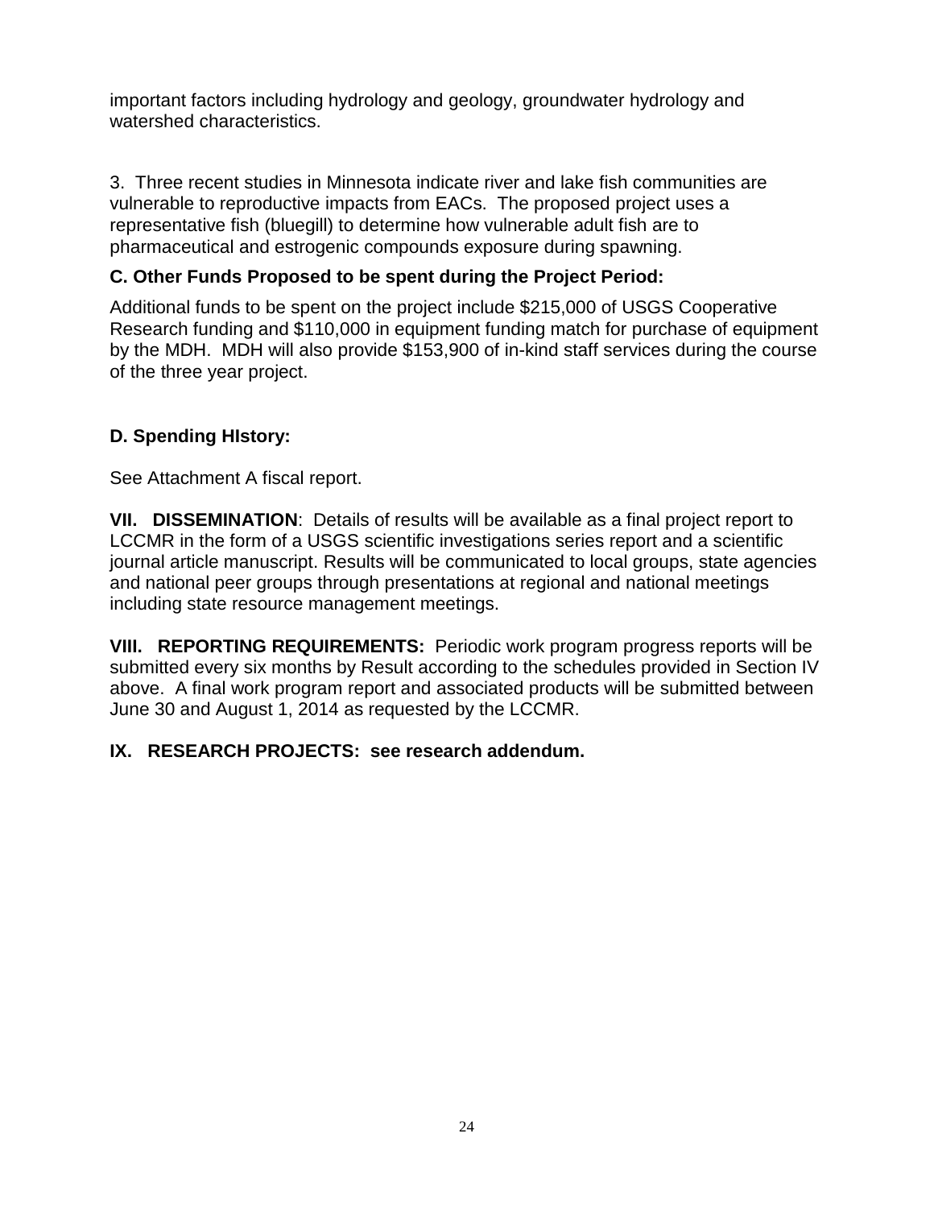important factors including hydrology and geology, groundwater hydrology and watershed characteristics.

3. Three recent studies in Minnesota indicate river and lake fish communities are vulnerable to reproductive impacts from EACs. The proposed project uses a representative fish (bluegill) to determine how vulnerable adult fish are to pharmaceutical and estrogenic compounds exposure during spawning.

**C. Other Funds Proposed to be spent during the Project Period:**

Additional funds to be spent on the project include $215,000 of USGS Cooperative Research funding and $110,000 in equipment funding match for purchase of equipment by the MDH. MDH will also provide $153,900 of in-kind staff services during the course of the three year project.

**D. Spending HIstory:**

See Attachment A fiscal report.

**VII. DISSEMINATION**: Details of results will be available as a final project report to LCCMR in the form of a USGS scientific investigations series report and a scientific journal article manuscript. Results will be communicated to local groups, state agencies and national peer groups through presentations at regional and national meetings including state resource management meetings.

**VIII. REPORTING REQUIREMENTS:** Periodic work program progress reports will be submitted every six months by Result according to the schedules provided in Section IV above. A final work program report and associated products will be submitted between June 30 and August 1, 2014 as requested by the LCCMR.

**IX. RESEARCH PROJECTS: see research addendum.**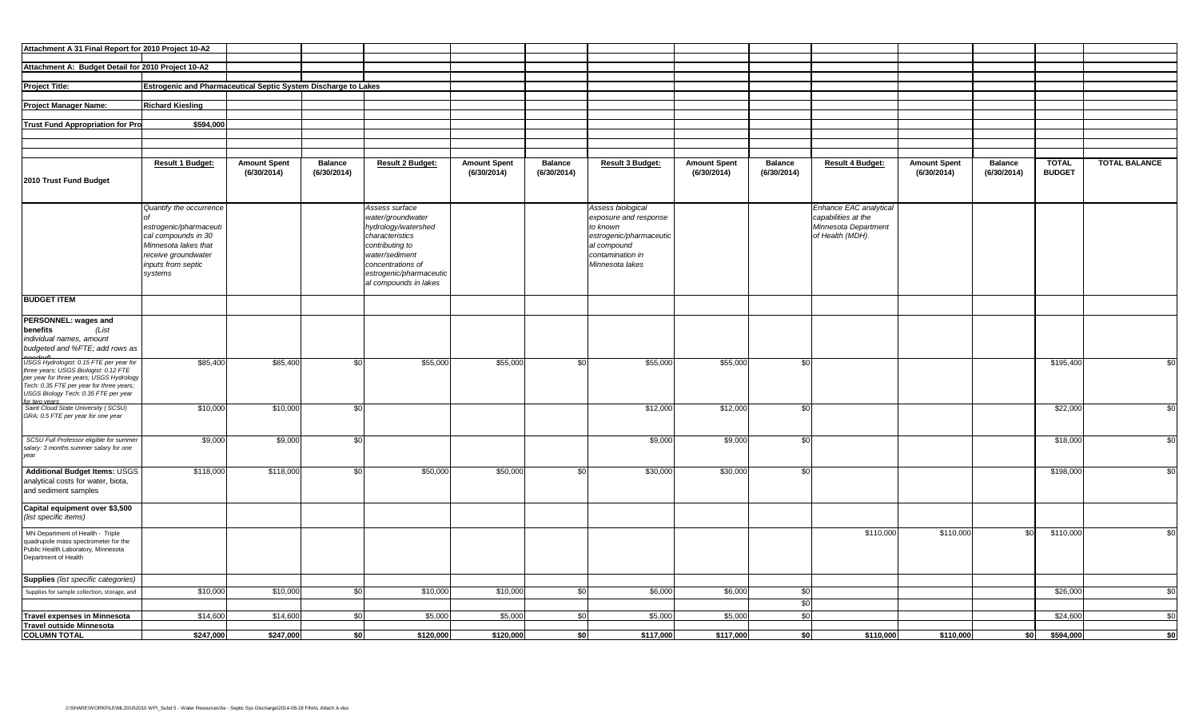Attachment A 31 Final Report for 2010 Project 10-A2

Attachment A: Budget Detail for 2010 Project 10-A2

**Project Title:** Estrogenic and Pharmaceutical Septic System Discharge to Lakes

**Project Manager Name:** Richard Kiesling

**Trust Fund Appropriation for Pro** $594,000

| 2010 Trust Fund Budget | Result 1 Budget: | Amount Spent (6/30/2014) | Balance (6/30/2014) | Result 2 Budget: | Amount Spent (6/30/2014) | Balance (6/30/2014) | Result 3 Budget: | Amount Spent (6/30/2014) | Balance (6/30/2014) | Result 4 Budget: | Amount Spent (6/30/2014) | Balance (6/30/2014) | TOTAL BUDGET | TOTAL BALANCE |
|---|---|---|---|---|---|---|---|---|---|---|---|---|---|---|
| | *Quantify the occurrence of estrogenic/pharmaceutical compounds in 30 Minnesota lakes that receive groundwater inputs from septic systems* | | | *Assess surface water/groundwater hydrology/watershed characteristics contributing to water/sediment concentrations of estrogenic/pharmaceutical compounds in lakes* | | | *Assess biological exposure and response to known estrogenic/pharmaceutical compound contamination in Minnesota lakes* | | | *Enhance EAC analytical capabilities at the Minnesota Department of Health (MDH).* | | | | |
| **BUDGET ITEM** | | | | | | | | | | | | | | |
| **PERSONNEL: wages and benefits** *(List individual names, amount budgeted and %FTE; add rows as needed)* | | | | | | | | | | | | | | |
| *USGS Hydrologist: 0.15 FTE per year for three years; USGS Biologist: 0.12 FTE per year for three years; USGS Hydrology Tech: 0.35 FTE per year for three years; USGS Biology Tech: 0.35 FTE per year for two years* | $85,400 | $85,400 | $0 | $55,000 | $55,000 | $0 | $55,000 | $55,000 | $0 | | | | $195,400 | $0 |
| *Saint Cloud State University ( SCSU) GRA: 0.5 FTE per year for one year* | $10,000 | $10,000 | $0 | | | | $12,000 | $12,000 | $0 | | | | $22,000 | $0 |
| *SCSU Full Professor eligible for summer salary: 3 months summer salary for one year* | $9,000 | $9,000 | $0 | | | | $9,000 | $9,000 | $0 | | | | $18,000 | $0 |
| **Additional Budget Items:** USGS analytical costs for water, biota, and sediment samples | $118,000 | $118,000 | $0 | $50,000 | $50,000 | $0 | $30,000 | $30,000 | $0 | | | | $198,000 | $0 |
| **Capital equipment over $3,500** *(list specific items)* | | | | | | | | | | | | | | |
| MN Department of Health - Triple quadrupole mass spectrometer for the Public Health Laboratory, Minnesota Department of Health | | | | | | | | | | $110,000 | $110,000 | $0 | $110,000 | $0 |
| **Supplies** *(list specific categories)* | | | | | | | | | | | | | | |
| Supplies for sample collection, storage, and | $10,000 | $10,000 | $0 | $10,000 | $10,000 | $0 | $6,000 | $6,000 | $0 | | | | $26,000 | $0 |
| | | | | | | | | | $0 | | | | | |
| **Travel expenses in Minnesota** | $14,600 | $14,600 | $0 | $5,000 | $5,000 | $0 | $5,000 | $5,000 | $0 | | | | $24,600 | $0 |
| **Travel outside Minnesota** | | | | | | | | | | | | | | |
| **COLUMN TOTAL** | **$247,000** | **$247,000** | **$0** | **$120,000** | **$120,000** | **$0** | **$117,000** | **$117,000** | **$0** | **$110,000** | **$110,000** | **$0** | **$594,000** | **$0** |

J:\SHARE\WORKFILE\ML2010\2010 WP\_Subd 5 - Water Resources\5e - Septic Sys Discharge\2014-08-18 FINAL Attach A.xlsx